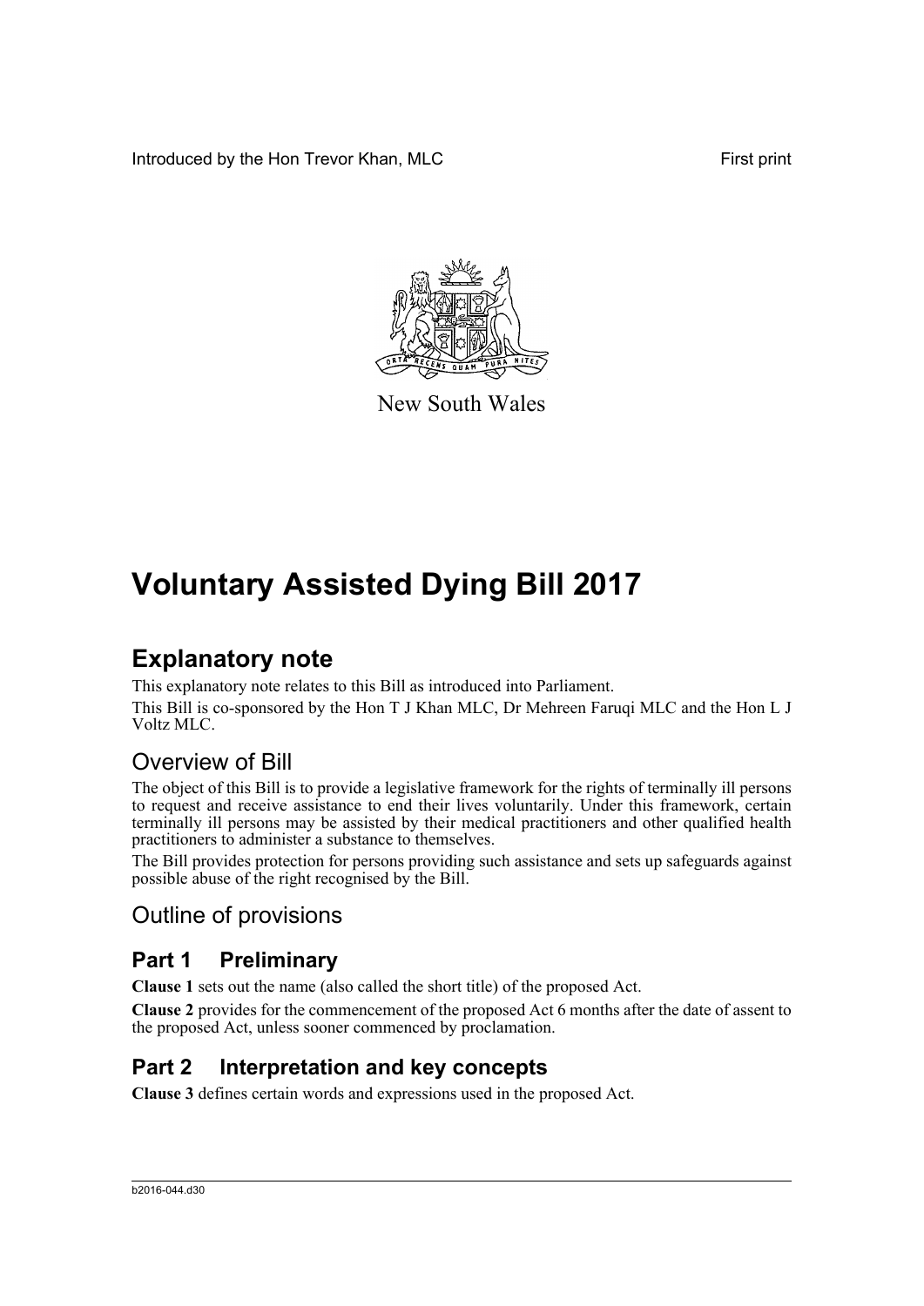Introduced by the Hon Trevor Khan, MLC First print

New South Wales

# Voluntary Assisted Dying Bill 2017

## Explanatory note

This explanatory note relates to this Bill as introduced into Parliament.

This Bill is co-sponsored by the Hon T J Khan MLC, Dr Mehreen Faruqi MLC and the Hon L J Voltz MLC.

### Overview of Bill

The object of this Bill is to provide a legislative framework for the rights of terminally ill persons to request and receive assistance to end their lives voluntarily. Under this framework, certain terminally ill persons may be assisted by their medical practitioners and other qualified health practitioners to administer a substance to themselves.

The Bill provides protection for persons providing such assistance and sets up safeguards against possible abuse of the right recognised by the Bill.

### Outline of provisions

## Part 1 Preliminary

**Clause 1** sets out the name (also called the short title) of the proposed Act.

**Clause 2** provides for the commencement of the proposed Act 6 months after the date of assent to the proposed Act, unless sooner commenced by proclamation.

## Part 2 Interpretation and key concepts

**Clause 3** defines certain words and expressions used in the proposed Act.

b2016-044.d30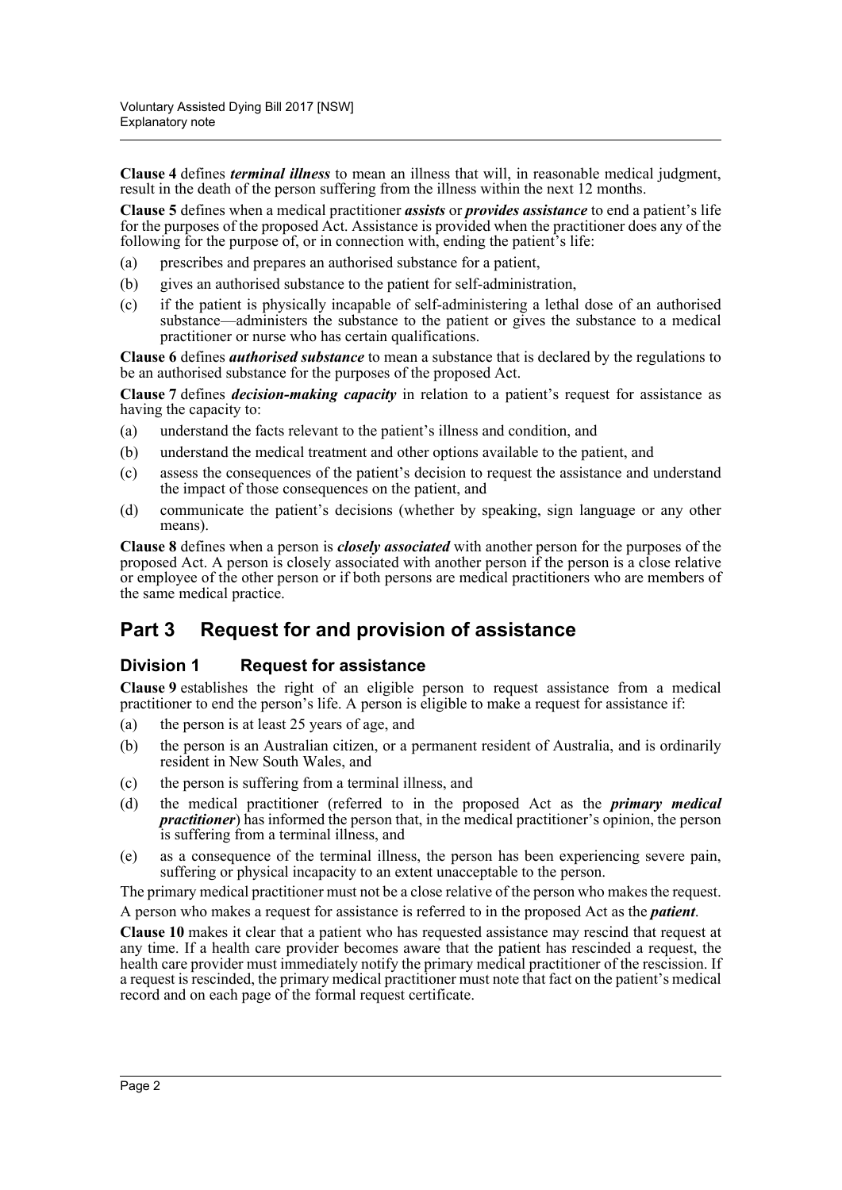**Clause 4** defines ***terminal illness*** to mean an illness that will, in reasonable medical judgment, result in the death of the person suffering from the illness within the next 12 months.

**Clause 5** defines when a medical practitioner ***assists*** or ***provides assistance*** to end a patient's life for the purposes of the proposed Act. Assistance is provided when the practitioner does any of the following for the purpose of, or in connection with, ending the patient's life:

(a) prescribes and prepares an authorised substance for a patient,

(b) gives an authorised substance to the patient for self-administration,

(c) if the patient is physically incapable of self-administering a lethal dose of an authorised substance—administers the substance to the patient or gives the substance to a medical practitioner or nurse who has certain qualifications.

**Clause 6** defines ***authorised substance*** to mean a substance that is declared by the regulations to be an authorised substance for the purposes of the proposed Act.

**Clause 7** defines ***decision-making capacity*** in relation to a patient's request for assistance as having the capacity to:

(a) understand the facts relevant to the patient's illness and condition, and

(b) understand the medical treatment and other options available to the patient, and

(c) assess the consequences of the patient's decision to request the assistance and understand the impact of those consequences on the patient, and

(d) communicate the patient's decisions (whether by speaking, sign language or any other means).

**Clause 8** defines when a person is ***closely associated*** with another person for the purposes of the proposed Act. A person is closely associated with another person if the person is a close relative or employee of the other person or if both persons are medical practitioners who are members of the same medical practice.

## Part 3 Request for and provision of assistance

### Division 1 Request for assistance

**Clause 9** establishes the right of an eligible person to request assistance from a medical practitioner to end the person's life. A person is eligible to make a request for assistance if:

(a) the person is at least 25 years of age, and

(b) the person is an Australian citizen, or a permanent resident of Australia, and is ordinarily resident in New South Wales, and

(c) the person is suffering from a terminal illness, and

(d) the medical practitioner (referred to in the proposed Act as the ***primary medical practitioner***) has informed the person that, in the medical practitioner's opinion, the person is suffering from a terminal illness, and

(e) as a consequence of the terminal illness, the person has been experiencing severe pain, suffering or physical incapacity to an extent unacceptable to the person.

The primary medical practitioner must not be a close relative of the person who makes the request.

A person who makes a request for assistance is referred to in the proposed Act as the ***patient***.

**Clause 10** makes it clear that a patient who has requested assistance may rescind that request at any time. If a health care provider becomes aware that the patient has rescinded a request, the health care provider must immediately notify the primary medical practitioner of the rescission. If a request is rescinded, the primary medical practitioner must note that fact on the patient's medical record and on each page of the formal request certificate.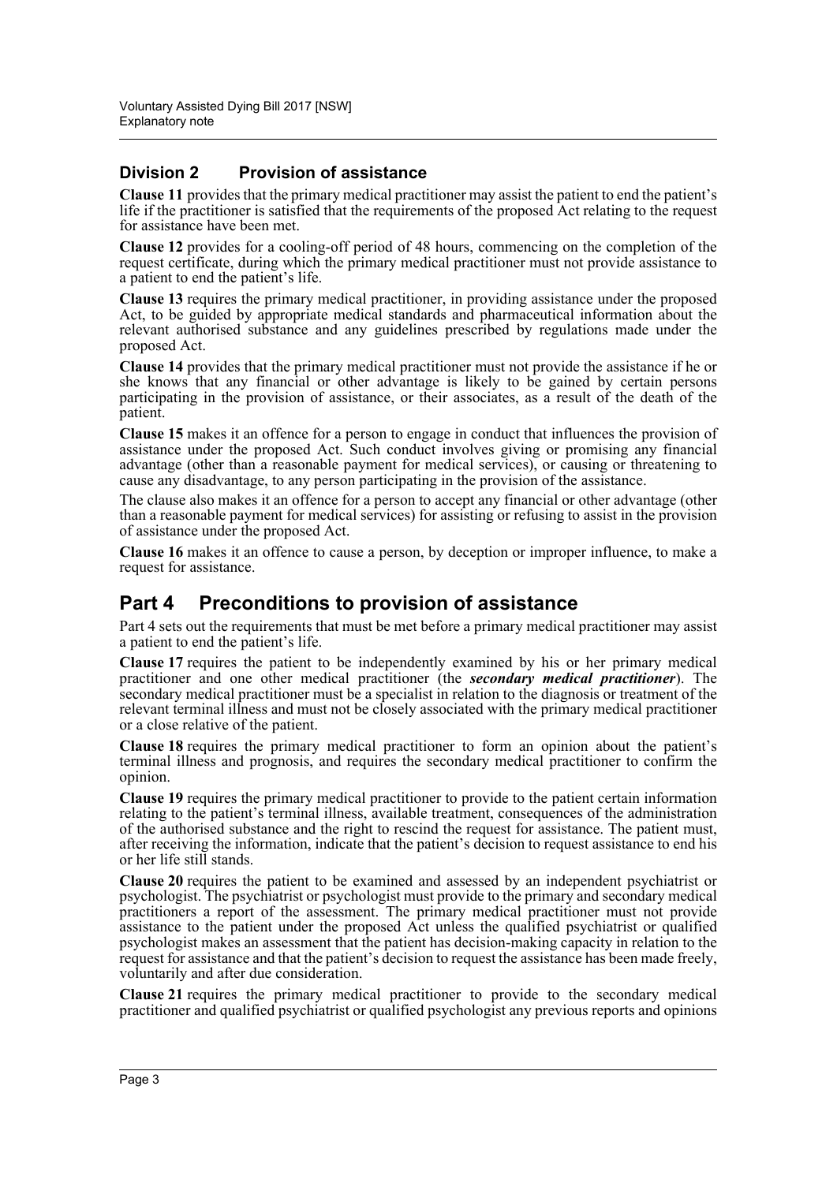## Division 2 Provision of assistance

**Clause 11** provides that the primary medical practitioner may assist the patient to end the patient's life if the practitioner is satisfied that the requirements of the proposed Act relating to the request for assistance have been met.

**Clause 12** provides for a cooling-off period of 48 hours, commencing on the completion of the request certificate, during which the primary medical practitioner must not provide assistance to a patient to end the patient's life.

**Clause 13** requires the primary medical practitioner, in providing assistance under the proposed Act, to be guided by appropriate medical standards and pharmaceutical information about the relevant authorised substance and any guidelines prescribed by regulations made under the proposed Act.

**Clause 14** provides that the primary medical practitioner must not provide the assistance if he or she knows that any financial or other advantage is likely to be gained by certain persons participating in the provision of assistance, or their associates, as a result of the death of the patient.

**Clause 15** makes it an offence for a person to engage in conduct that influences the provision of assistance under the proposed Act. Such conduct involves giving or promising any financial advantage (other than a reasonable payment for medical services), or causing or threatening to cause any disadvantage, to any person participating in the provision of the assistance.

The clause also makes it an offence for a person to accept any financial or other advantage (other than a reasonable payment for medical services) for assisting or refusing to assist in the provision of assistance under the proposed Act.

**Clause 16** makes it an offence to cause a person, by deception or improper influence, to make a request for assistance.

# Part 4 Preconditions to provision of assistance

Part 4 sets out the requirements that must be met before a primary medical practitioner may assist a patient to end the patient's life.

**Clause 17** requires the patient to be independently examined by his or her primary medical practitioner and one other medical practitioner (the ***secondary medical practitioner***). The secondary medical practitioner must be a specialist in relation to the diagnosis or treatment of the relevant terminal illness and must not be closely associated with the primary medical practitioner or a close relative of the patient.

**Clause 18** requires the primary medical practitioner to form an opinion about the patient's terminal illness and prognosis, and requires the secondary medical practitioner to confirm the opinion.

**Clause 19** requires the primary medical practitioner to provide to the patient certain information relating to the patient's terminal illness, available treatment, consequences of the administration of the authorised substance and the right to rescind the request for assistance. The patient must, after receiving the information, indicate that the patient's decision to request assistance to end his or her life still stands.

**Clause 20** requires the patient to be examined and assessed by an independent psychiatrist or psychologist. The psychiatrist or psychologist must provide to the primary and secondary medical practitioners a report of the assessment. The primary medical practitioner must not provide assistance to the patient under the proposed Act unless the qualified psychiatrist or qualified psychologist makes an assessment that the patient has decision-making capacity in relation to the request for assistance and that the patient's decision to request the assistance has been made freely, voluntarily and after due consideration.

**Clause 21** requires the primary medical practitioner to provide to the secondary medical practitioner and qualified psychiatrist or qualified psychologist any previous reports and opinions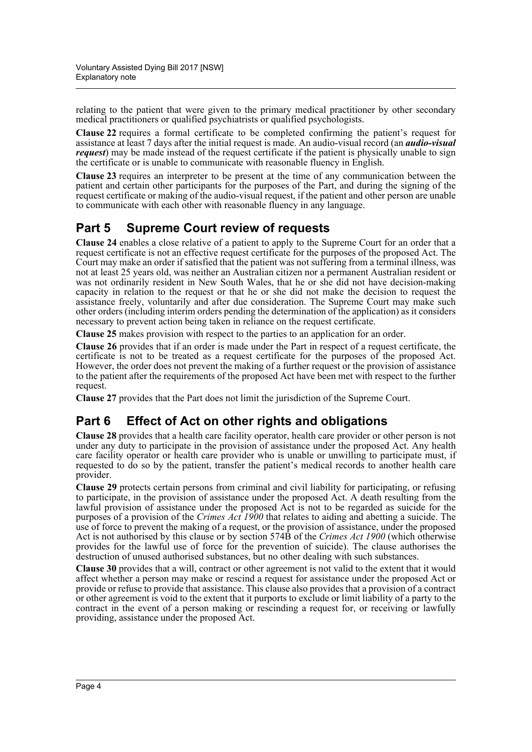relating to the patient that were given to the primary medical practitioner by other secondary medical practitioners or qualified psychiatrists or qualified psychologists.

**Clause 22** requires a formal certificate to be completed confirming the patient's request for assistance at least 7 days after the initial request is made. An audio-visual record (an ***audio-visual request***) may be made instead of the request certificate if the patient is physically unable to sign the certificate or is unable to communicate with reasonable fluency in English.

**Clause 23** requires an interpreter to be present at the time of any communication between the patient and certain other participants for the purposes of the Part, and during the signing of the request certificate or making of the audio-visual request, if the patient and other person are unable to communicate with each other with reasonable fluency in any language.

## Part 5 Supreme Court review of requests

**Clause 24** enables a close relative of a patient to apply to the Supreme Court for an order that a request certificate is not an effective request certificate for the purposes of the proposed Act. The Court may make an order if satisfied that the patient was not suffering from a terminal illness, was not at least 25 years old, was neither an Australian citizen nor a permanent Australian resident or was not ordinarily resident in New South Wales, that he or she did not have decision-making capacity in relation to the request or that he or she did not make the decision to request the assistance freely, voluntarily and after due consideration. The Supreme Court may make such other orders (including interim orders pending the determination of the application) as it considers necessary to prevent action being taken in reliance on the request certificate.

**Clause 25** makes provision with respect to the parties to an application for an order.

**Clause 26** provides that if an order is made under the Part in respect of a request certificate, the certificate is not to be treated as a request certificate for the purposes of the proposed Act. However, the order does not prevent the making of a further request or the provision of assistance to the patient after the requirements of the proposed Act have been met with respect to the further request.

**Clause 27** provides that the Part does not limit the jurisdiction of the Supreme Court.

## Part 6 Effect of Act on other rights and obligations

**Clause 28** provides that a health care facility operator, health care provider or other person is not under any duty to participate in the provision of assistance under the proposed Act. Any health care facility operator or health care provider who is unable or unwilling to participate must, if requested to do so by the patient, transfer the patient's medical records to another health care provider.

**Clause 29** protects certain persons from criminal and civil liability for participating, or refusing to participate, in the provision of assistance under the proposed Act. A death resulting from the lawful provision of assistance under the proposed Act is not to be regarded as suicide for the purposes of a provision of the *Crimes Act 1900* that relates to aiding and abetting a suicide. The use of force to prevent the making of a request, or the provision of assistance, under the proposed Act is not authorised by this clause or by section 574B of the *Crimes Act 1900* (which otherwise provides for the lawful use of force for the prevention of suicide). The clause authorises the destruction of unused authorised substances, but no other dealing with such substances.

**Clause 30** provides that a will, contract or other agreement is not valid to the extent that it would affect whether a person may make or rescind a request for assistance under the proposed Act or provide or refuse to provide that assistance. This clause also provides that a provision of a contract or other agreement is void to the extent that it purports to exclude or limit liability of a party to the contract in the event of a person making or rescinding a request for, or receiving or lawfully providing, assistance under the proposed Act.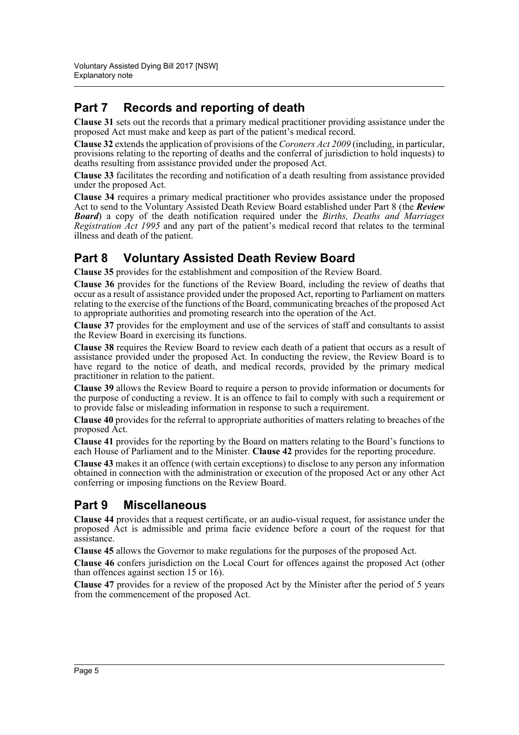## Part 7 Records and reporting of death

**Clause 31** sets out the records that a primary medical practitioner providing assistance under the proposed Act must make and keep as part of the patient's medical record.

**Clause 32** extends the application of provisions of the *Coroners Act 2009* (including, in particular, provisions relating to the reporting of deaths and the conferral of jurisdiction to hold inquests) to deaths resulting from assistance provided under the proposed Act.

**Clause 33** facilitates the recording and notification of a death resulting from assistance provided under the proposed Act.

**Clause 34** requires a primary medical practitioner who provides assistance under the proposed Act to send to the Voluntary Assisted Death Review Board established under Part 8 (the ***Review Board***) a copy of the death notification required under the *Births, Deaths and Marriages Registration Act 1995* and any part of the patient's medical record that relates to the terminal illness and death of the patient.

## Part 8 Voluntary Assisted Death Review Board

**Clause 35** provides for the establishment and composition of the Review Board.

**Clause 36** provides for the functions of the Review Board, including the review of deaths that occur as a result of assistance provided under the proposed Act, reporting to Parliament on matters relating to the exercise of the functions of the Board, communicating breaches of the proposed Act to appropriate authorities and promoting research into the operation of the Act.

**Clause 37** provides for the employment and use of the services of staff and consultants to assist the Review Board in exercising its functions.

**Clause 38** requires the Review Board to review each death of a patient that occurs as a result of assistance provided under the proposed Act. In conducting the review, the Review Board is to have regard to the notice of death, and medical records, provided by the primary medical practitioner in relation to the patient.

**Clause 39** allows the Review Board to require a person to provide information or documents for the purpose of conducting a review. It is an offence to fail to comply with such a requirement or to provide false or misleading information in response to such a requirement.

**Clause 40** provides for the referral to appropriate authorities of matters relating to breaches of the proposed Act.

**Clause 41** provides for the reporting by the Board on matters relating to the Board's functions to each House of Parliament and to the Minister. **Clause 42** provides for the reporting procedure.

**Clause 43** makes it an offence (with certain exceptions) to disclose to any person any information obtained in connection with the administration or execution of the proposed Act or any other Act conferring or imposing functions on the Review Board.

## Part 9 Miscellaneous

**Clause 44** provides that a request certificate, or an audio-visual request, for assistance under the proposed Act is admissible and prima facie evidence before a court of the request for that assistance.

**Clause 45** allows the Governor to make regulations for the purposes of the proposed Act.

**Clause 46** confers jurisdiction on the Local Court for offences against the proposed Act (other than offences against section 15 or 16).

**Clause 47** provides for a review of the proposed Act by the Minister after the period of 5 years from the commencement of the proposed Act.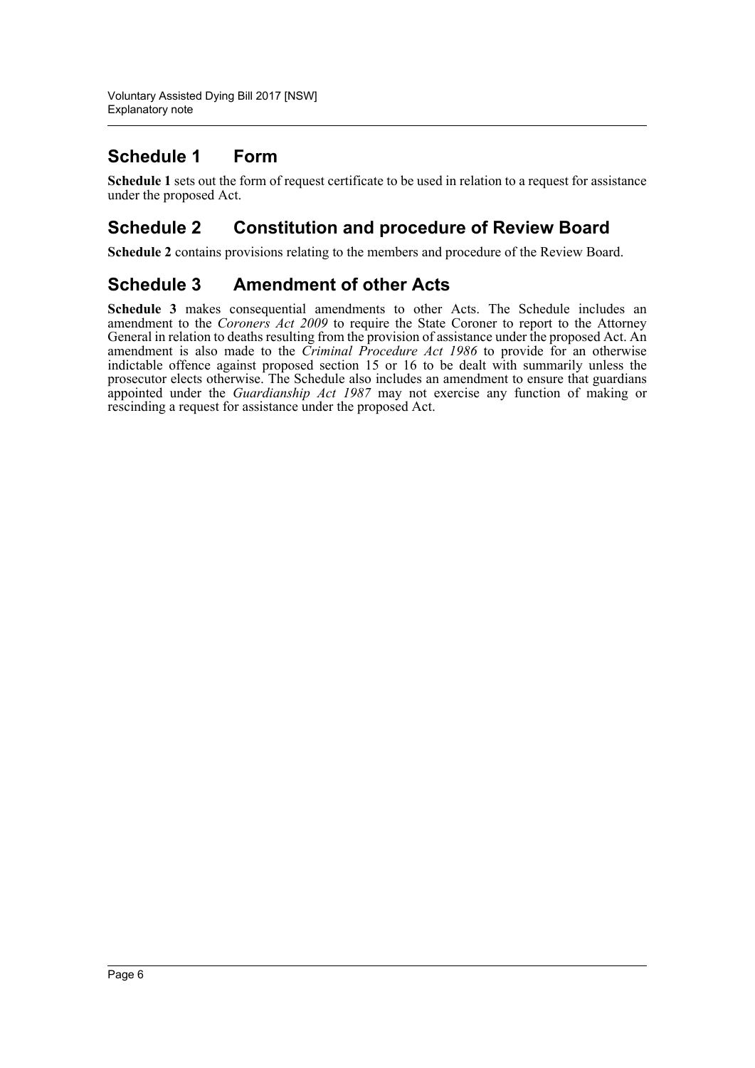## Schedule 1 Form

**Schedule 1** sets out the form of request certificate to be used in relation to a request for assistance under the proposed Act.

## Schedule 2 Constitution and procedure of Review Board

**Schedule 2** contains provisions relating to the members and procedure of the Review Board.

## Schedule 3 Amendment of other Acts

**Schedule 3** makes consequential amendments to other Acts. The Schedule includes an amendment to the *Coroners Act 2009* to require the State Coroner to report to the Attorney General in relation to deaths resulting from the provision of assistance under the proposed Act. An amendment is also made to the *Criminal Procedure Act 1986* to provide for an otherwise indictable offence against proposed section 15 or 16 to be dealt with summarily unless the prosecutor elects otherwise. The Schedule also includes an amendment to ensure that guardians appointed under the *Guardianship Act 1987* may not exercise any function of making or rescinding a request for assistance under the proposed Act.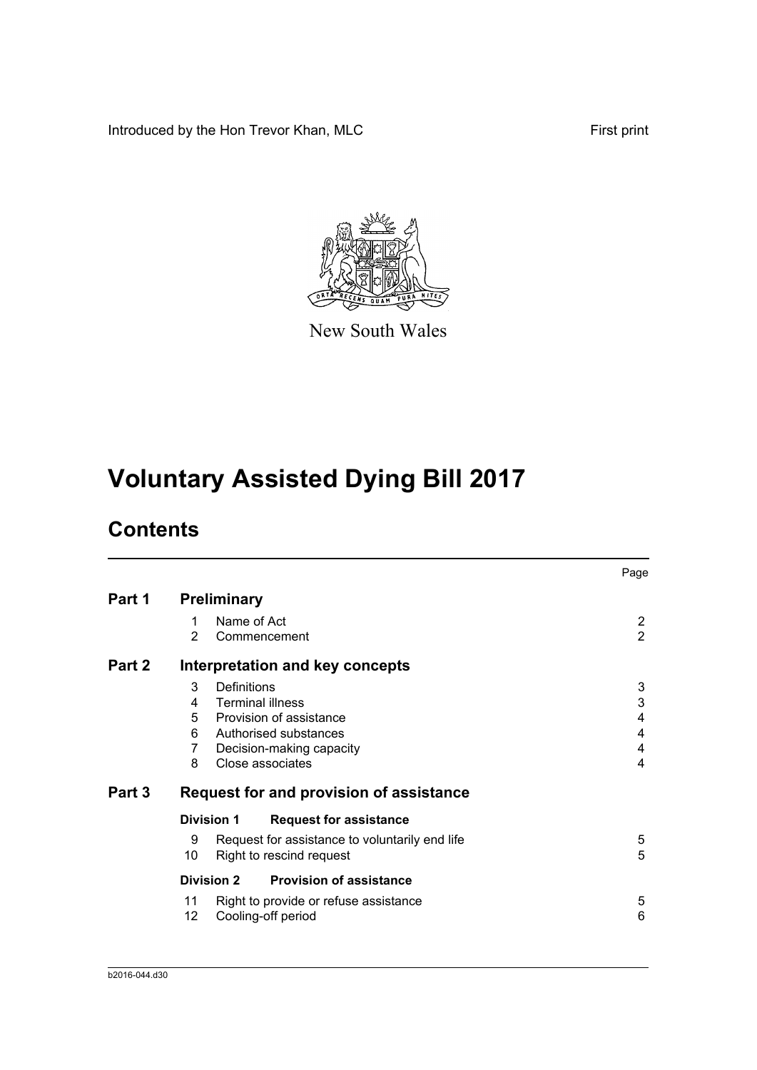Introduced by the Hon Trevor Khan, MLC

First print

New South Wales

# Voluntary Assisted Dying Bill 2017

## Contents

| | | | Page |
|---|---|---|---|
| **Part 1** | **Preliminary** | | |
| | 1 | Name of Act | 2 |
| | 2 | Commencement | 2 |
| **Part 2** | **Interpretation and key concepts** | | |
| | 3 | Definitions | 3 |
| | 4 | Terminal illness | 3 |
| | 5 | Provision of assistance | 4 |
| | 6 | Authorised substances | 4 |
| | 7 | Decision-making capacity | 4 |
| | 8 | Close associates | 4 |
| **Part 3** | **Request for and provision of assistance** | | |
| | **Division 1** | **Request for assistance** | |
| | 9 | Request for assistance to voluntarily end life | 5 |
| | 10 | Right to rescind request | 5 |
| | **Division 2** | **Provision of assistance** | |
| | 11 | Right to provide or refuse assistance | 5 |
| | 12 | Cooling-off period | 6 |

b2016-044.d30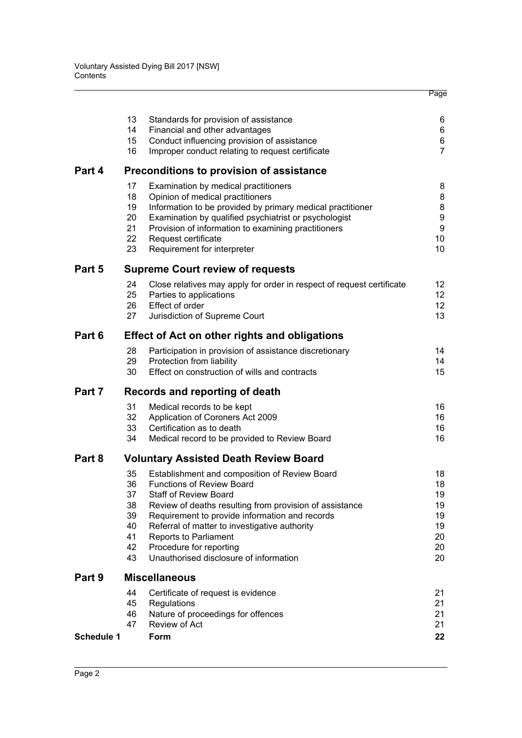| | | | Page |
|---|---|---|---|
| | 13 | Standards for provision of assistance | 6 |
| | 14 | Financial and other advantages | 6 |
| | 15 | Conduct influencing provision of assistance | 6 |
| | 16 | Improper conduct relating to request certificate | 7 |
| **Part 4** | | **Preconditions to provision of assistance** | |
| | 17 | Examination by medical practitioners | 8 |
| | 18 | Opinion of medical practitioners | 8 |
| | 19 | Information to be provided by primary medical practitioner | 8 |
| | 20 | Examination by qualified psychiatrist or psychologist | 9 |
| | 21 | Provision of information to examining practitioners | 9 |
| | 22 | Request certificate | 10 |
| | 23 | Requirement for interpreter | 10 |
| **Part 5** | | **Supreme Court review of requests** | |
| | 24 | Close relatives may apply for order in respect of request certificate | 12 |
| | 25 | Parties to applications | 12 |
| | 26 | Effect of order | 12 |
| | 27 | Jurisdiction of Supreme Court | 13 |
| **Part 6** | | **Effect of Act on other rights and obligations** | |
| | 28 | Participation in provision of assistance discretionary | 14 |
| | 29 | Protection from liability | 14 |
| | 30 | Effect on construction of wills and contracts | 15 |
| **Part 7** | | **Records and reporting of death** | |
| | 31 | Medical records to be kept | 16 |
| | 32 | Application of Coroners Act 2009 | 16 |
| | 33 | Certification as to death | 16 |
| | 34 | Medical record to be provided to Review Board | 16 |
| **Part 8** | | **Voluntary Assisted Death Review Board** | |
| | 35 | Establishment and composition of Review Board | 18 |
| | 36 | Functions of Review Board | 18 |
| | 37 | Staff of Review Board | 19 |
| | 38 | Review of deaths resulting from provision of assistance | 19 |
| | 39 | Requirement to provide information and records | 19 |
| | 40 | Referral of matter to investigative authority | 19 |
| | 41 | Reports to Parliament | 20 |
| | 42 | Procedure for reporting | 20 |
| | 43 | Unauthorised disclosure of information | 20 |
| **Part 9** | | **Miscellaneous** | |
| | 44 | Certificate of request is evidence | 21 |
| | 45 | Regulations | 21 |
| | 46 | Nature of proceedings for offences | 21 |
| | 47 | Review of Act | 21 |
| **Schedule 1** | | **Form** | **22** |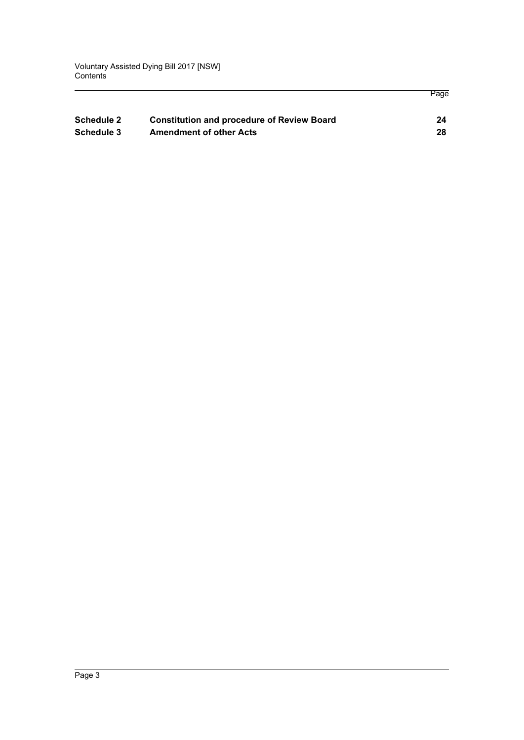| | | Page |
|---|---|---|
| **Schedule 2** | **Constitution and procedure of Review Board** | **24** |
| **Schedule 3** | **Amendment of other Acts** | **28** |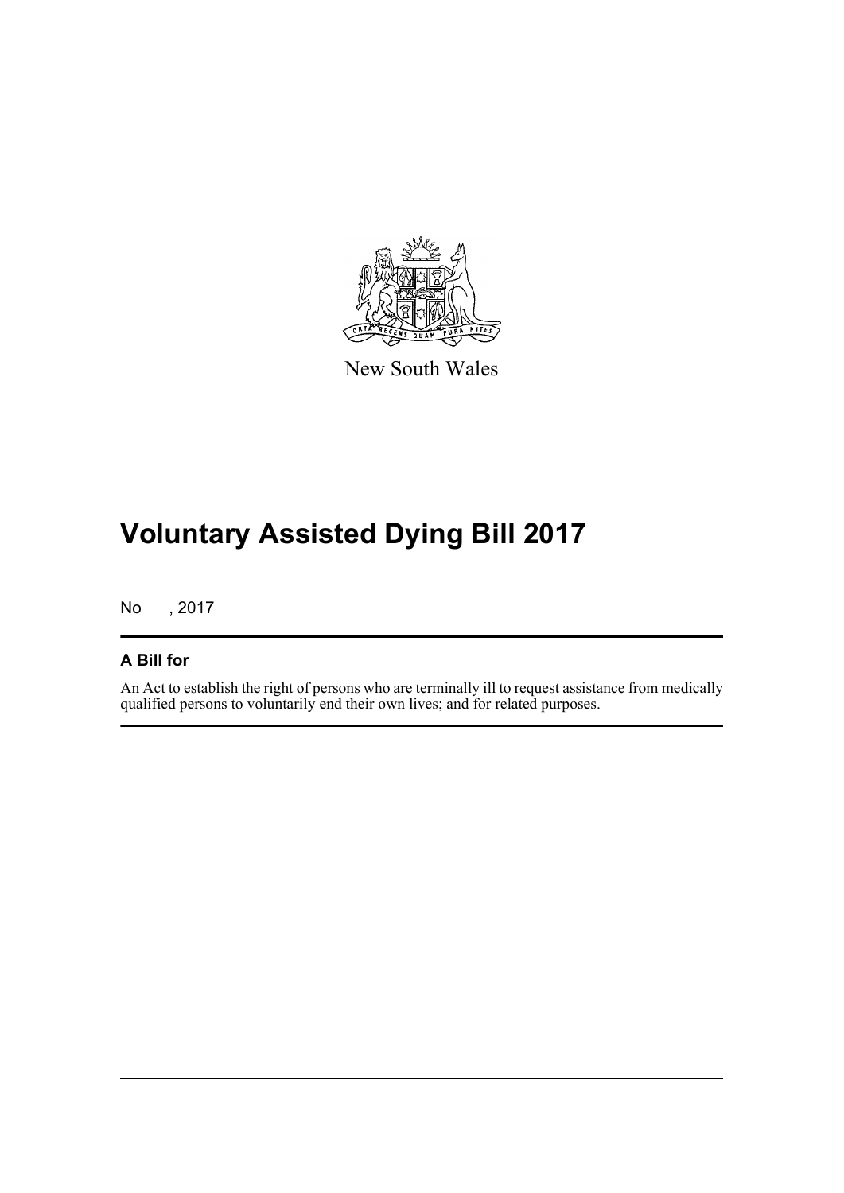New South Wales

# Voluntary Assisted Dying Bill 2017

No , 2017

## A Bill for

An Act to establish the right of persons who are terminally ill to request assistance from medically qualified persons to voluntarily end their own lives; and for related purposes.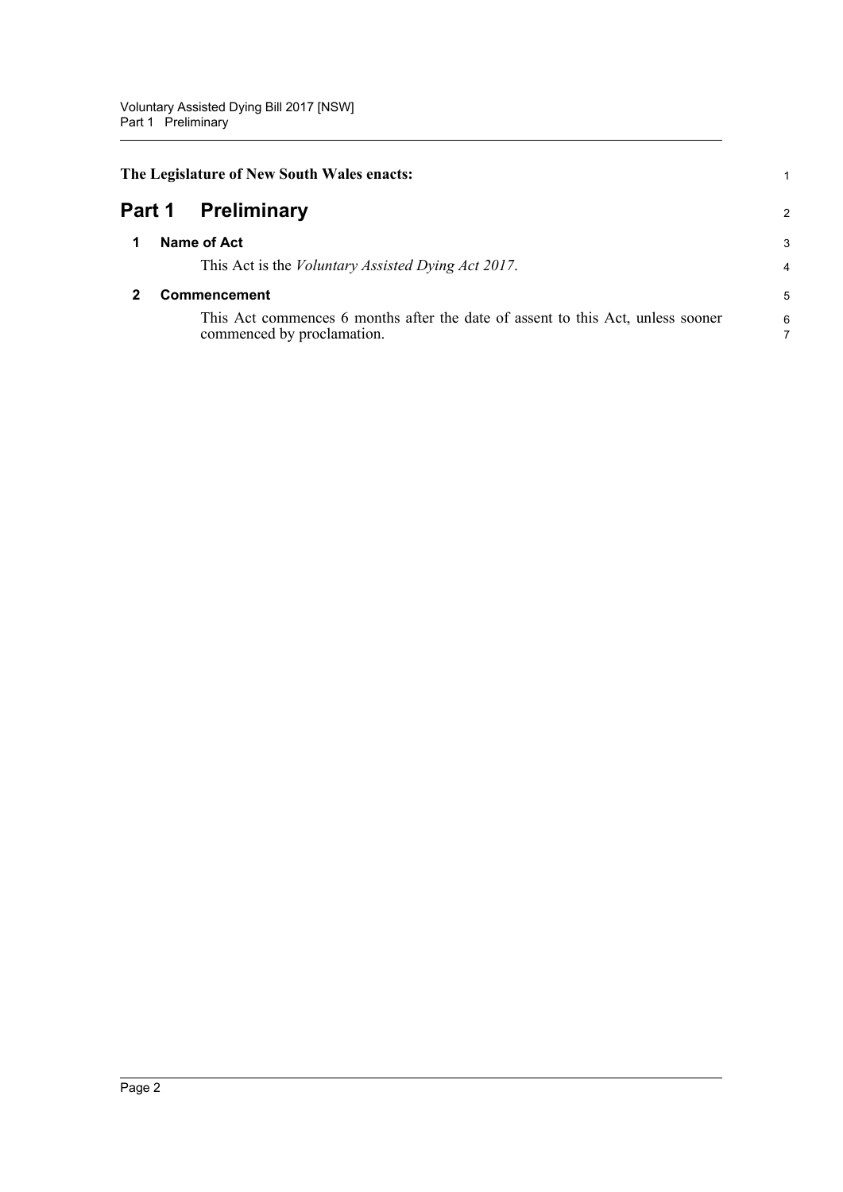**The Legislature of New South Wales enacts:**

# Part 1 Preliminary

## 1 Name of Act

This Act is the *Voluntary Assisted Dying Act 2017*.

## 2 Commencement

This Act commences 6 months after the date of assent to this Act, unless sooner commenced by proclamation.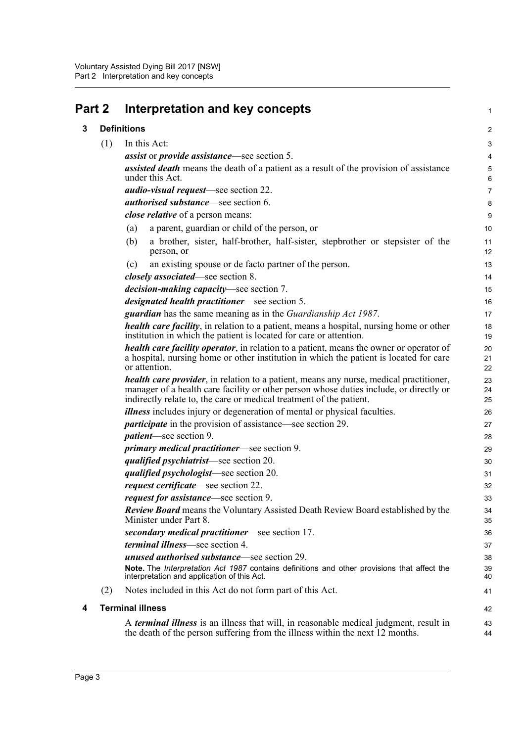# Part 2 Interpretation and key concepts

## 3 Definitions

(1) In this Act:

***assist*** or ***provide assistance***—see section 5.

***assisted death*** means the death of a patient as a result of the provision of assistance under this Act.

***audio-visual request***—see section 22.

***authorised substance***—see section 6.

***close relative*** of a person means:

- (a) a parent, guardian or child of the person, or
- (b) a brother, sister, half-brother, half-sister, stepbrother or stepsister of the person, or
- (c) an existing spouse or de facto partner of the person.

***closely associated***—see section 8.

***decision-making capacity***—see section 7.

***designated health practitioner***—see section 5.

***guardian*** has the same meaning as in the *Guardianship Act 1987*.

***health care facility***, in relation to a patient, means a hospital, nursing home or other institution in which the patient is located for care or attention.

***health care facility operator***, in relation to a patient, means the owner or operator of a hospital, nursing home or other institution in which the patient is located for care or attention.

***health care provider***, in relation to a patient, means any nurse, medical practitioner, manager of a health care facility or other person whose duties include, or directly or indirectly relate to, the care or medical treatment of the patient.

***illness*** includes injury or degeneration of mental or physical faculties.

***participate*** in the provision of assistance—see section 29.

***patient***—see section 9.

***primary medical practitioner***—see section 9.

***qualified psychiatrist***—see section 20.

***qualified psychologist***—see section 20.

***request certificate***—see section 22.

***request for assistance***—see section 9.

***Review Board*** means the Voluntary Assisted Death Review Board established by the Minister under Part 8.

***secondary medical practitioner***—see section 17.

***terminal illness***—see section 4.

***unused authorised substance***—see section 29.

**Note.** The *Interpretation Act 1987* contains definitions and other provisions that affect the interpretation and application of this Act.

(2) Notes included in this Act do not form part of this Act.

## 4 Terminal illness

A ***terminal illness*** is an illness that will, in reasonable medical judgment, result in the death of the person suffering from the illness within the next 12 months.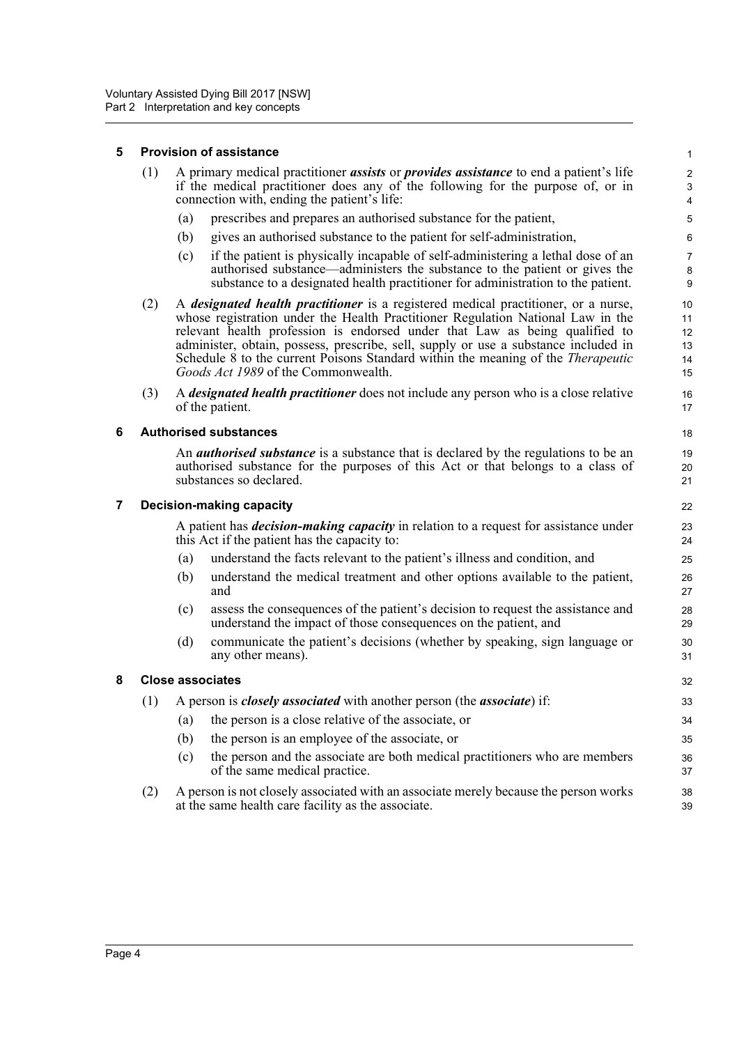## 5 Provision of assistance

(1) A primary medical practitioner ***assists*** or ***provides assistance*** to end a patient's life if the medical practitioner does any of the following for the purpose of, or in connection with, ending the patient's life:

- (a) prescribes and prepares an authorised substance for the patient,
- (b) gives an authorised substance to the patient for self-administration,
- (c) if the patient is physically incapable of self-administering a lethal dose of an authorised substance—administers the substance to the patient or gives the substance to a designated health practitioner for administration to the patient.

(2) A ***designated health practitioner*** is a registered medical practitioner, or a nurse, whose registration under the Health Practitioner Regulation National Law in the relevant health profession is endorsed under that Law as being qualified to administer, obtain, possess, prescribe, sell, supply or use a substance included in Schedule 8 to the current Poisons Standard within the meaning of the *Therapeutic Goods Act 1989* of the Commonwealth.

(3) A ***designated health practitioner*** does not include any person who is a close relative of the patient.

## 6 Authorised substances

An ***authorised substance*** is a substance that is declared by the regulations to be an authorised substance for the purposes of this Act or that belongs to a class of substances so declared.

## 7 Decision-making capacity

A patient has ***decision-making capacity*** in relation to a request for assistance under this Act if the patient has the capacity to:

- (a) understand the facts relevant to the patient's illness and condition, and
- (b) understand the medical treatment and other options available to the patient, and
- (c) assess the consequences of the patient's decision to request the assistance and understand the impact of those consequences on the patient, and
- (d) communicate the patient's decisions (whether by speaking, sign language or any other means).

## 8 Close associates

(1) A person is ***closely associated*** with another person (the ***associate***) if:

- (a) the person is a close relative of the associate, or
- (b) the person is an employee of the associate, or
- (c) the person and the associate are both medical practitioners who are members of the same medical practice.

(2) A person is not closely associated with an associate merely because the person works at the same health care facility as the associate.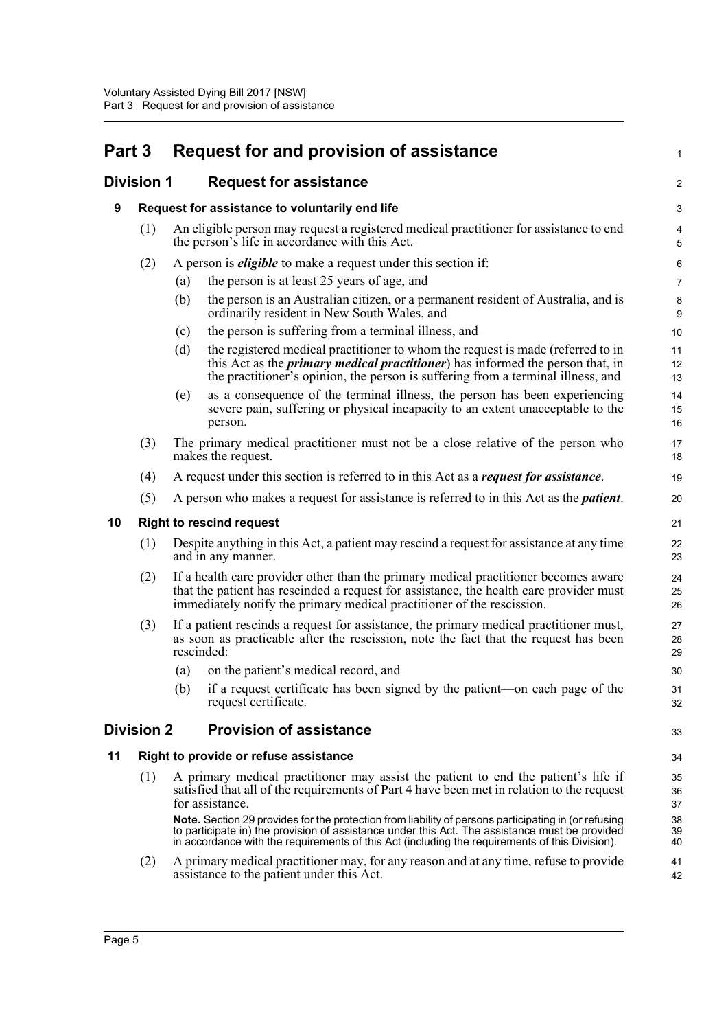# Part 3 Request for and provision of assistance

## Division 1 Request for assistance

### 9 Request for assistance to voluntarily end life

(1) An eligible person may request a registered medical practitioner for assistance to end the person's life in accordance with this Act.

(2) A person is ***eligible*** to make a request under this section if:

(a) the person is at least 25 years of age, and

(b) the person is an Australian citizen, or a permanent resident of Australia, and is ordinarily resident in New South Wales, and

(c) the person is suffering from a terminal illness, and

(d) the registered medical practitioner to whom the request is made (referred to in this Act as the ***primary medical practitioner***) has informed the person that, in the practitioner's opinion, the person is suffering from a terminal illness, and

(e) as a consequence of the terminal illness, the person has been experiencing severe pain, suffering or physical incapacity to an extent unacceptable to the person.

(3) The primary medical practitioner must not be a close relative of the person who makes the request.

(4) A request under this section is referred to in this Act as a ***request for assistance***.

(5) A person who makes a request for assistance is referred to in this Act as the ***patient***.

### 10 Right to rescind request

(1) Despite anything in this Act, a patient may rescind a request for assistance at any time and in any manner.

(2) If a health care provider other than the primary medical practitioner becomes aware that the patient has rescinded a request for assistance, the health care provider must immediately notify the primary medical practitioner of the rescission.

(3) If a patient rescinds a request for assistance, the primary medical practitioner must, as soon as practicable after the rescission, note the fact that the request has been rescinded:

(a) on the patient's medical record, and

(b) if a request certificate has been signed by the patient—on each page of the request certificate.

## Division 2 Provision of assistance

### 11 Right to provide or refuse assistance

(1) A primary medical practitioner may assist the patient to end the patient's life if satisfied that all of the requirements of Part 4 have been met in relation to the request for assistance.

**Note.** Section 29 provides for the protection from liability of persons participating in (or refusing to participate in) the provision of assistance under this Act. The assistance must be provided in accordance with the requirements of this Act (including the requirements of this Division).

(2) A primary medical practitioner may, for any reason and at any time, refuse to provide assistance to the patient under this Act.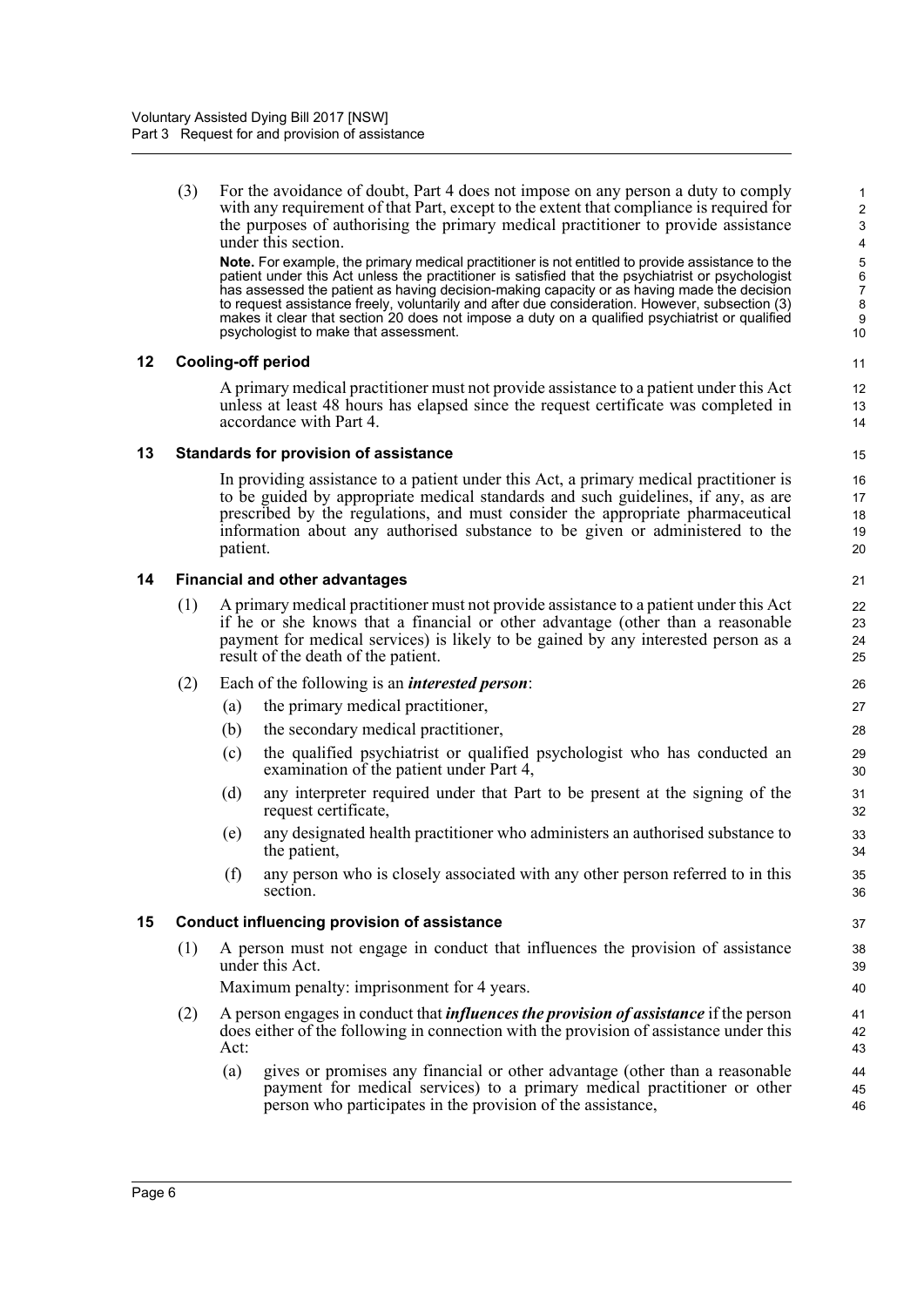(3) For the avoidance of doubt, Part 4 does not impose on any person a duty to comply with any requirement of that Part, except to the extent that compliance is required for the purposes of authorising the primary medical practitioner to provide assistance under this section.

**Note.** For example, the primary medical practitioner is not entitled to provide assistance to the patient under this Act unless the practitioner is satisfied that the psychiatrist or psychologist has assessed the patient as having decision-making capacity or as having made the decision to request assistance freely, voluntarily and after due consideration. However, subsection (3) makes it clear that section 20 does not impose a duty on a qualified psychiatrist or qualified psychologist to make that assessment.

### 12 Cooling-off period

A primary medical practitioner must not provide assistance to a patient under this Act unless at least 48 hours has elapsed since the request certificate was completed in accordance with Part 4.

### 13 Standards for provision of assistance

In providing assistance to a patient under this Act, a primary medical practitioner is to be guided by appropriate medical standards and such guidelines, if any, as are prescribed by the regulations, and must consider the appropriate pharmaceutical information about any authorised substance to be given or administered to the patient.

### 14 Financial and other advantages

(1) A primary medical practitioner must not provide assistance to a patient under this Act if he or she knows that a financial or other advantage (other than a reasonable payment for medical services) is likely to be gained by any interested person as a result of the death of the patient.

(2) Each of the following is an ***interested person***:

- (a) the primary medical practitioner,
- (b) the secondary medical practitioner,
- (c) the qualified psychiatrist or qualified psychologist who has conducted an examination of the patient under Part 4,
- (d) any interpreter required under that Part to be present at the signing of the request certificate,
- (e) any designated health practitioner who administers an authorised substance to the patient,
- (f) any person who is closely associated with any other person referred to in this section.

### 15 Conduct influencing provision of assistance

(1) A person must not engage in conduct that influences the provision of assistance under this Act.

Maximum penalty: imprisonment for 4 years.

(2) A person engages in conduct that ***influences the provision of assistance*** if the person does either of the following in connection with the provision of assistance under this Act:

- (a) gives or promises any financial or other advantage (other than a reasonable payment for medical services) to a primary medical practitioner or other person who participates in the provision of the assistance,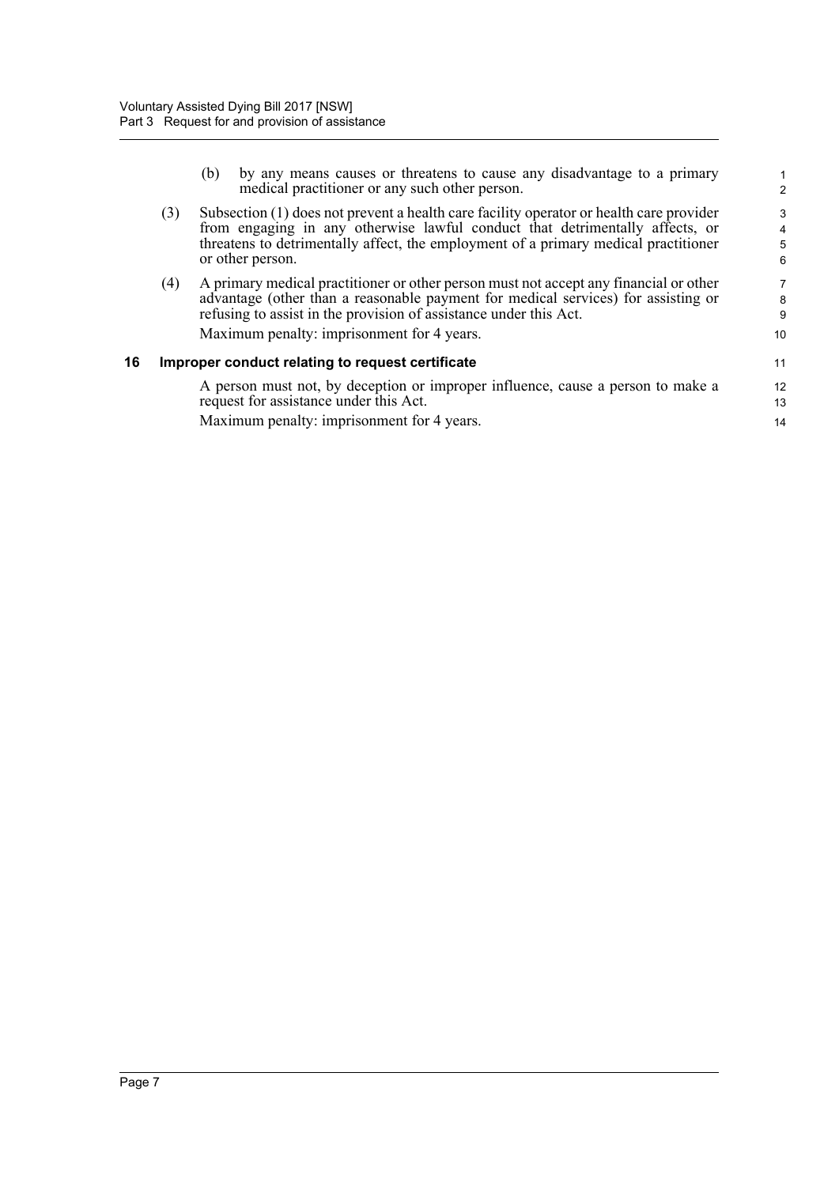(b) by any means causes or threatens to cause any disadvantage to a primary medical practitioner or any such other person.

(3) Subsection (1) does not prevent a health care facility operator or health care provider from engaging in any otherwise lawful conduct that detrimentally affects, or threatens to detrimentally affect, the employment of a primary medical practitioner or other person.

(4) A primary medical practitioner or other person must not accept any financial or other advantage (other than a reasonable payment for medical services) for assisting or refusing to assist in the provision of assistance under this Act.

Maximum penalty: imprisonment for 4 years.

### 16 Improper conduct relating to request certificate

A person must not, by deception or improper influence, cause a person to make a request for assistance under this Act.

Maximum penalty: imprisonment for 4 years.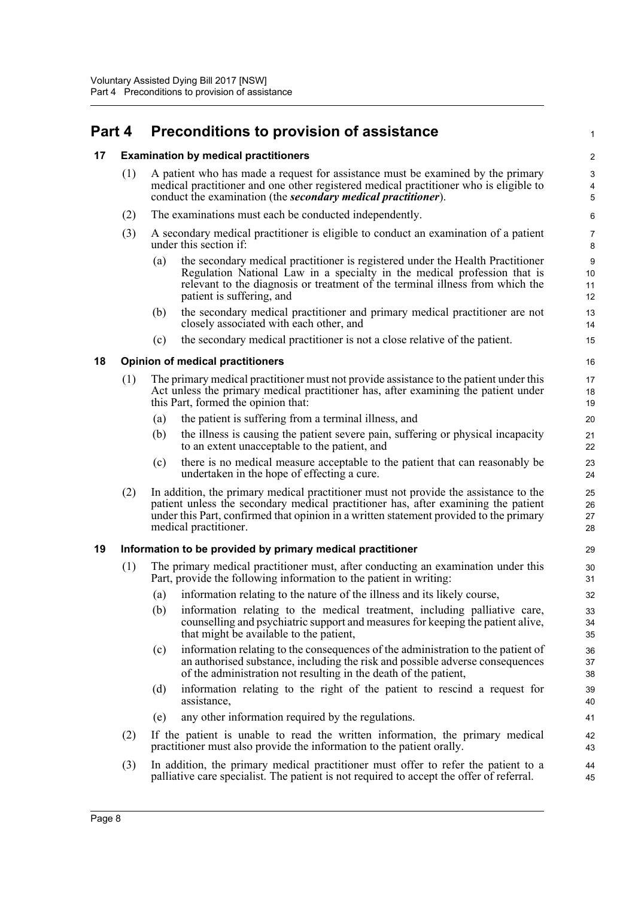# Part 4 Preconditions to provision of assistance

## 17 Examination by medical practitioners

(1) A patient who has made a request for assistance must be examined by the primary medical practitioner and one other registered medical practitioner who is eligible to conduct the examination (the ***secondary medical practitioner***).

(2) The examinations must each be conducted independently.

(3) A secondary medical practitioner is eligible to conduct an examination of a patient under this section if:

- (a) the secondary medical practitioner is registered under the Health Practitioner Regulation National Law in a specialty in the medical profession that is relevant to the diagnosis or treatment of the terminal illness from which the patient is suffering, and
- (b) the secondary medical practitioner and primary medical practitioner are not closely associated with each other, and
- (c) the secondary medical practitioner is not a close relative of the patient.

## 18 Opinion of medical practitioners

(1) The primary medical practitioner must not provide assistance to the patient under this Act unless the primary medical practitioner has, after examining the patient under this Part, formed the opinion that:

- (a) the patient is suffering from a terminal illness, and
- (b) the illness is causing the patient severe pain, suffering or physical incapacity to an extent unacceptable to the patient, and
- (c) there is no medical measure acceptable to the patient that can reasonably be undertaken in the hope of effecting a cure.

(2) In addition, the primary medical practitioner must not provide the assistance to the patient unless the secondary medical practitioner has, after examining the patient under this Part, confirmed that opinion in a written statement provided to the primary medical practitioner.

## 19 Information to be provided by primary medical practitioner

(1) The primary medical practitioner must, after conducting an examination under this Part, provide the following information to the patient in writing:

- (a) information relating to the nature of the illness and its likely course,
- (b) information relating to the medical treatment, including palliative care, counselling and psychiatric support and measures for keeping the patient alive, that might be available to the patient,
- (c) information relating to the consequences of the administration to the patient of an authorised substance, including the risk and possible adverse consequences of the administration not resulting in the death of the patient,
- (d) information relating to the right of the patient to rescind a request for assistance,
- (e) any other information required by the regulations.

(2) If the patient is unable to read the written information, the primary medical practitioner must also provide the information to the patient orally.

(3) In addition, the primary medical practitioner must offer to refer the patient to a palliative care specialist. The patient is not required to accept the offer of referral.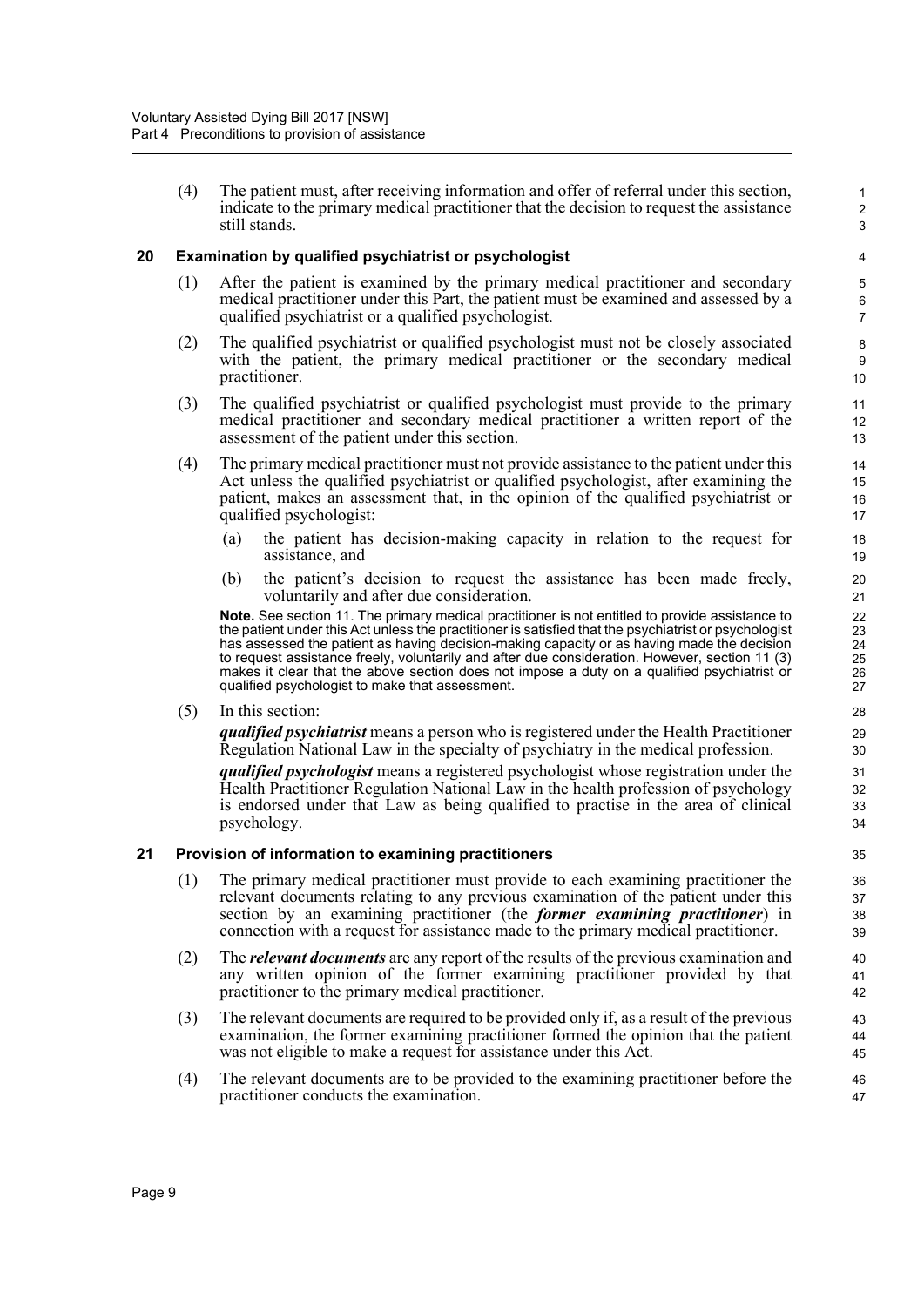(4) The patient must, after receiving information and offer of referral under this section, indicate to the primary medical practitioner that the decision to request the assistance still stands.

## 20 Examination by qualified psychiatrist or psychologist

(1) After the patient is examined by the primary medical practitioner and secondary medical practitioner under this Part, the patient must be examined and assessed by a qualified psychiatrist or a qualified psychologist.

(2) The qualified psychiatrist or qualified psychologist must not be closely associated with the patient, the primary medical practitioner or the secondary medical practitioner.

(3) The qualified psychiatrist or qualified psychologist must provide to the primary medical practitioner and secondary medical practitioner a written report of the assessment of the patient under this section.

(4) The primary medical practitioner must not provide assistance to the patient under this Act unless the qualified psychiatrist or qualified psychologist, after examining the patient, makes an assessment that, in the opinion of the qualified psychiatrist or qualified psychologist:

(a) the patient has decision-making capacity in relation to the request for assistance, and

(b) the patient's decision to request the assistance has been made freely, voluntarily and after due consideration.

**Note.** See section 11. The primary medical practitioner is not entitled to provide assistance to the patient under this Act unless the practitioner is satisfied that the psychiatrist or psychologist has assessed the patient as having decision-making capacity or as having made the decision to request assistance freely, voluntarily and after due consideration. However, section 11 (3) makes it clear that the above section does not impose a duty on a qualified psychiatrist or qualified psychologist to make that assessment.

(5) In this section:

***qualified psychiatrist*** means a person who is registered under the Health Practitioner Regulation National Law in the specialty of psychiatry in the medical profession.

***qualified psychologist*** means a registered psychologist whose registration under the Health Practitioner Regulation National Law in the health profession of psychology is endorsed under that Law as being qualified to practise in the area of clinical psychology.

## 21 Provision of information to examining practitioners

(1) The primary medical practitioner must provide to each examining practitioner the relevant documents relating to any previous examination of the patient under this section by an examining practitioner (the ***former examining practitioner***) in connection with a request for assistance made to the primary medical practitioner.

(2) The ***relevant documents*** are any report of the results of the previous examination and any written opinion of the former examining practitioner provided by that practitioner to the primary medical practitioner.

(3) The relevant documents are required to be provided only if, as a result of the previous examination, the former examining practitioner formed the opinion that the patient was not eligible to make a request for assistance under this Act.

(4) The relevant documents are to be provided to the examining practitioner before the practitioner conducts the examination.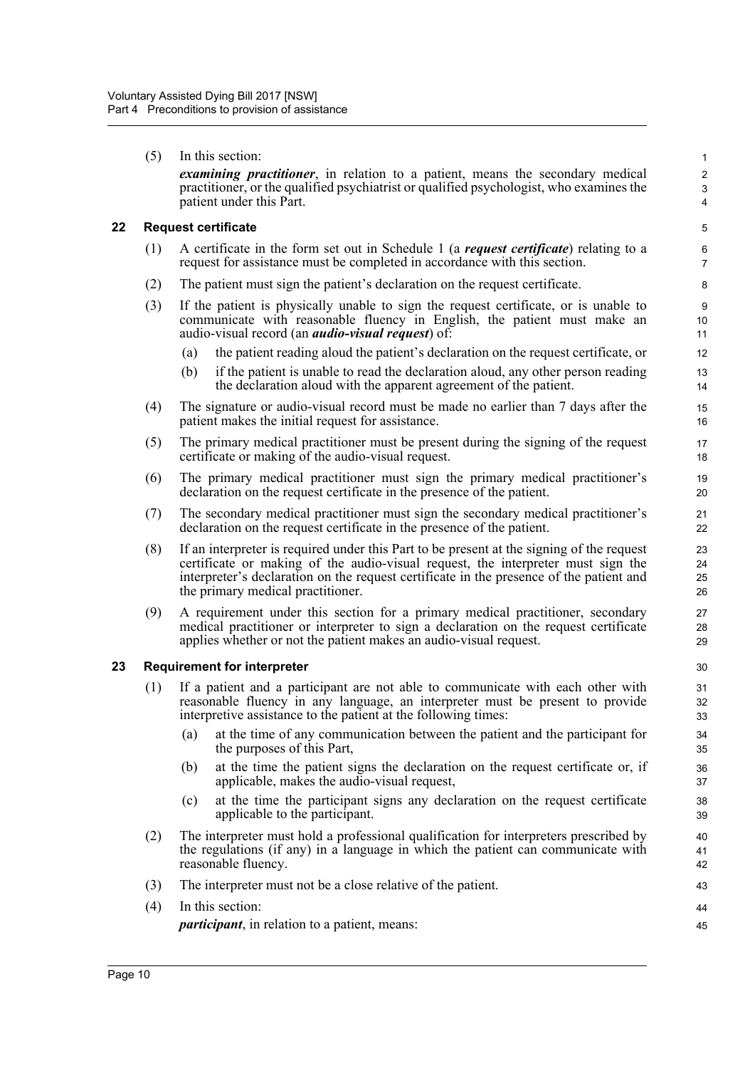(5) In this section:

***examining practitioner***, in relation to a patient, means the secondary medical practitioner, or the qualified psychiatrist or qualified psychologist, who examines the patient under this Part.

## 22 Request certificate

(1) A certificate in the form set out in Schedule 1 (a ***request certificate***) relating to a request for assistance must be completed in accordance with this section.

(2) The patient must sign the patient's declaration on the request certificate.

(3) If the patient is physically unable to sign the request certificate, or is unable to communicate with reasonable fluency in English, the patient must make an audio-visual record (an ***audio-visual request***) of:

- (a) the patient reading aloud the patient's declaration on the request certificate, or
- (b) if the patient is unable to read the declaration aloud, any other person reading the declaration aloud with the apparent agreement of the patient.

(4) The signature or audio-visual record must be made no earlier than 7 days after the patient makes the initial request for assistance.

(5) The primary medical practitioner must be present during the signing of the request certificate or making of the audio-visual request.

(6) The primary medical practitioner must sign the primary medical practitioner's declaration on the request certificate in the presence of the patient.

(7) The secondary medical practitioner must sign the secondary medical practitioner's declaration on the request certificate in the presence of the patient.

(8) If an interpreter is required under this Part to be present at the signing of the request certificate or making of the audio-visual request, the interpreter must sign the interpreter's declaration on the request certificate in the presence of the patient and the primary medical practitioner.

(9) A requirement under this section for a primary medical practitioner, secondary medical practitioner or interpreter to sign a declaration on the request certificate applies whether or not the patient makes an audio-visual request.

## 23 Requirement for interpreter

(1) If a patient and a participant are not able to communicate with each other with reasonable fluency in any language, an interpreter must be present to provide interpretive assistance to the patient at the following times:

- (a) at the time of any communication between the patient and the participant for the purposes of this Part,
- (b) at the time the patient signs the declaration on the request certificate or, if applicable, makes the audio-visual request,
- (c) at the time the participant signs any declaration on the request certificate applicable to the participant.

(2) The interpreter must hold a professional qualification for interpreters prescribed by the regulations (if any) in a language in which the patient can communicate with reasonable fluency.

(3) The interpreter must not be a close relative of the patient.

(4) In this section:

***participant***, in relation to a patient, means: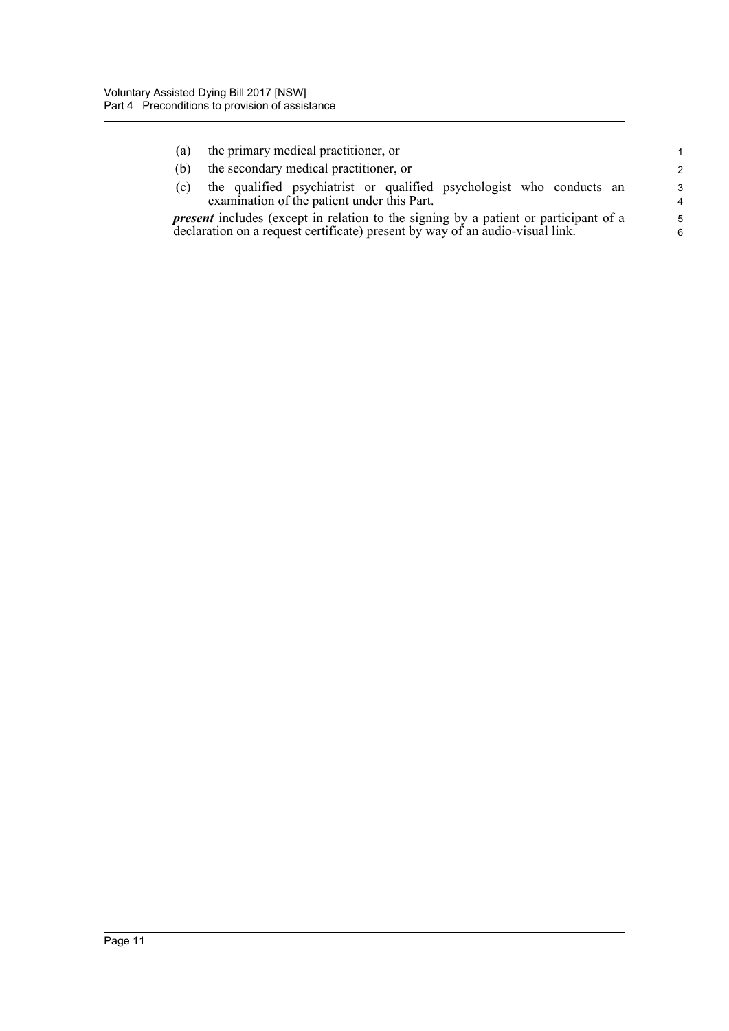(a) the primary medical practitioner, or

(b) the secondary medical practitioner, or

(c) the qualified psychiatrist or qualified psychologist who conducts an examination of the patient under this Part.

***present*** includes (except in relation to the signing by a patient or participant of a declaration on a request certificate) present by way of an audio-visual link.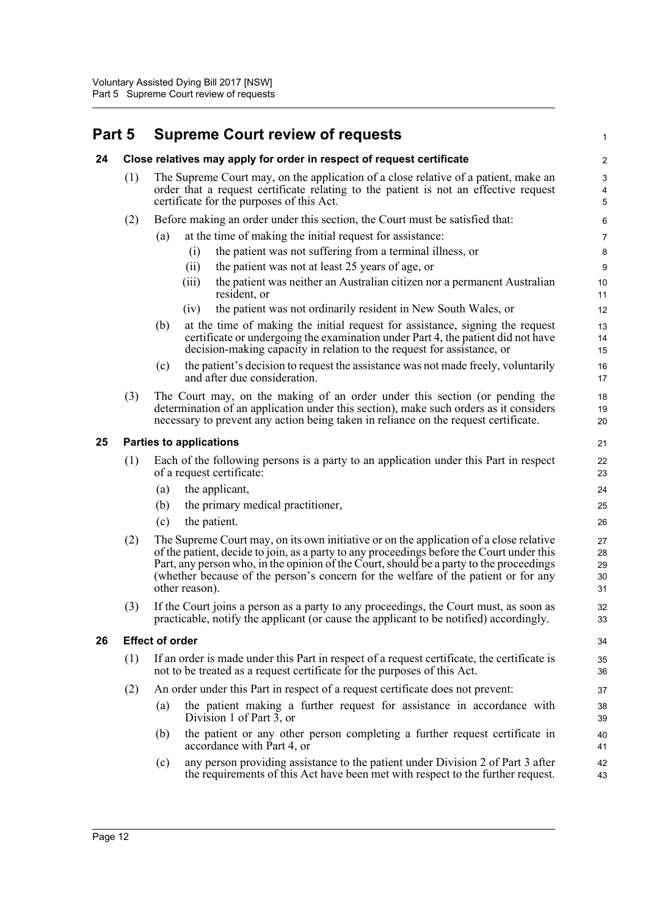# Part 5 Supreme Court review of requests

## 24 Close relatives may apply for order in respect of request certificate

(1) The Supreme Court may, on the application of a close relative of a patient, make an order that a request certificate relating to the patient is not an effective request certificate for the purposes of this Act.

(2) Before making an order under this section, the Court must be satisfied that:

- (a) at the time of making the initial request for assistance:
  - (i) the patient was not suffering from a terminal illness, or
  - (ii) the patient was not at least 25 years of age, or
  - (iii) the patient was neither an Australian citizen nor a permanent Australian resident, or
  - (iv) the patient was not ordinarily resident in New South Wales, or
- (b) at the time of making the initial request for assistance, signing the request certificate or undergoing the examination under Part 4, the patient did not have decision-making capacity in relation to the request for assistance, or
- (c) the patient's decision to request the assistance was not made freely, voluntarily and after due consideration.

(3) The Court may, on the making of an order under this section (or pending the determination of an application under this section), make such orders as it considers necessary to prevent any action being taken in reliance on the request certificate.

## 25 Parties to applications

(1) Each of the following persons is a party to an application under this Part in respect of a request certificate:

- (a) the applicant,
- (b) the primary medical practitioner,
- (c) the patient.

(2) The Supreme Court may, on its own initiative or on the application of a close relative of the patient, decide to join, as a party to any proceedings before the Court under this Part, any person who, in the opinion of the Court, should be a party to the proceedings (whether because of the person's concern for the welfare of the patient or for any other reason).

(3) If the Court joins a person as a party to any proceedings, the Court must, as soon as practicable, notify the applicant (or cause the applicant to be notified) accordingly.

## 26 Effect of order

(1) If an order is made under this Part in respect of a request certificate, the certificate is not to be treated as a request certificate for the purposes of this Act.

(2) An order under this Part in respect of a request certificate does not prevent:

- (a) the patient making a further request for assistance in accordance with Division 1 of Part 3, or
- (b) the patient or any other person completing a further request certificate in accordance with Part 4, or
- (c) any person providing assistance to the patient under Division 2 of Part 3 after the requirements of this Act have been met with respect to the further request.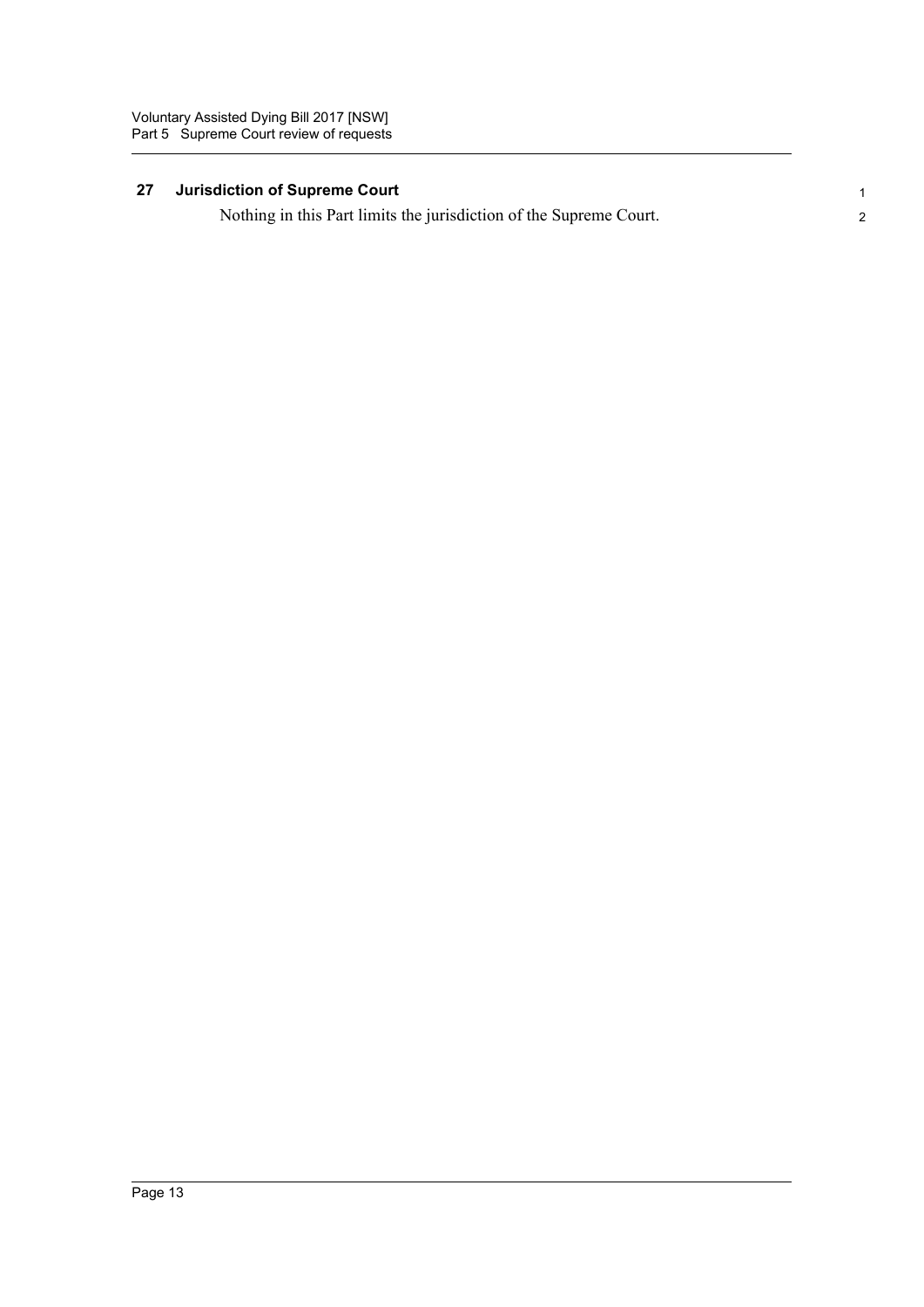### 27 Jurisdiction of Supreme Court

Nothing in this Part limits the jurisdiction of the Supreme Court.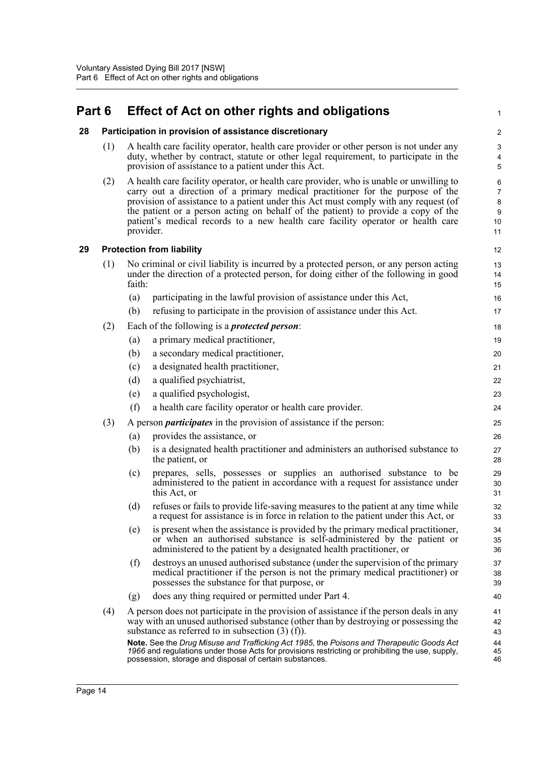# Part 6 Effect of Act on other rights and obligations

## 28 Participation in provision of assistance discretionary

(1) A health care facility operator, health care provider or other person is not under any duty, whether by contract, statute or other legal requirement, to participate in the provision of assistance to a patient under this Act.

(2) A health care facility operator, or health care provider, who is unable or unwilling to carry out a direction of a primary medical practitioner for the purpose of the provision of assistance to a patient under this Act must comply with any request (of the patient or a person acting on behalf of the patient) to provide a copy of the patient's medical records to a new health care facility operator or health care provider.

## 29 Protection from liability

(1) No criminal or civil liability is incurred by a protected person, or any person acting under the direction of a protected person, for doing either of the following in good faith:

- (a) participating in the lawful provision of assistance under this Act,
- (b) refusing to participate in the provision of assistance under this Act.

(2) Each of the following is a ***protected person***:

- (a) a primary medical practitioner,
- (b) a secondary medical practitioner,
- (c) a designated health practitioner,
- (d) a qualified psychiatrist,
- (e) a qualified psychologist,
- (f) a health care facility operator or health care provider.

(3) A person ***participates*** in the provision of assistance if the person:

- (a) provides the assistance, or
- (b) is a designated health practitioner and administers an authorised substance to the patient, or
- (c) prepares, sells, possesses or supplies an authorised substance to be administered to the patient in accordance with a request for assistance under this Act, or
- (d) refuses or fails to provide life-saving measures to the patient at any time while a request for assistance is in force in relation to the patient under this Act, or
- (e) is present when the assistance is provided by the primary medical practitioner, or when an authorised substance is self-administered by the patient or administered to the patient by a designated health practitioner, or
- (f) destroys an unused authorised substance (under the supervision of the primary medical practitioner if the person is not the primary medical practitioner) or possesses the substance for that purpose, or
- (g) does any thing required or permitted under Part 4.

(4) A person does not participate in the provision of assistance if the person deals in any way with an unused authorised substance (other than by destroying or possessing the substance as referred to in subsection (3) (f)).

**Note.** See the *Drug Misuse and Trafficking Act 1985*, the *Poisons and Therapeutic Goods Act 1966* and regulations under those Acts for provisions restricting or prohibiting the use, supply, possession, storage and disposal of certain substances.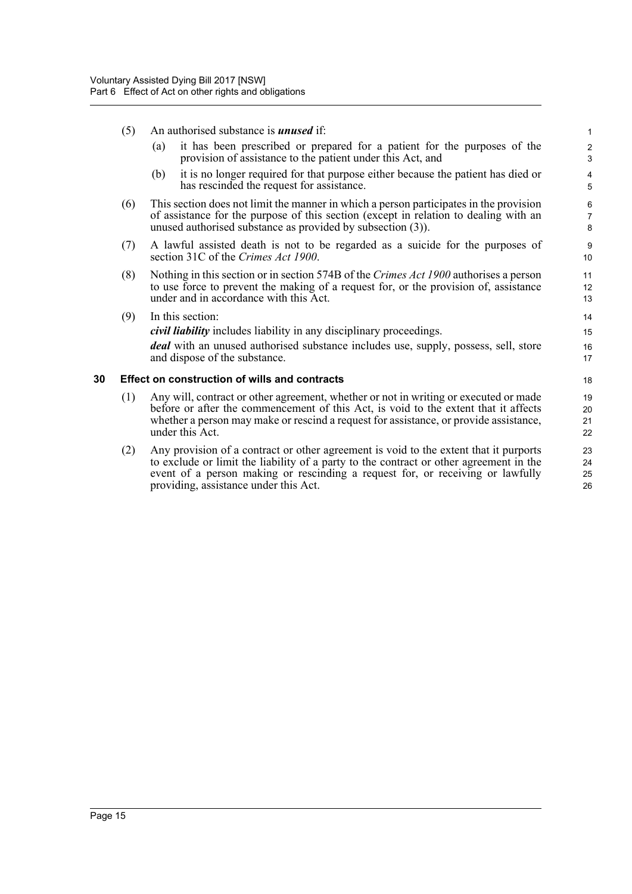(5) An authorised substance is ***unused*** if:

(a) it has been prescribed or prepared for a patient for the purposes of the provision of assistance to the patient under this Act, and

(b) it is no longer required for that purpose either because the patient has died or has rescinded the request for assistance.

(6) This section does not limit the manner in which a person participates in the provision of assistance for the purpose of this section (except in relation to dealing with an unused authorised substance as provided by subsection (3)).

(7) A lawful assisted death is not to be regarded as a suicide for the purposes of section 31C of the *Crimes Act 1900*.

(8) Nothing in this section or in section 574B of the *Crimes Act 1900* authorises a person to use force to prevent the making of a request for, or the provision of, assistance under and in accordance with this Act.

(9) In this section:

***civil liability*** includes liability in any disciplinary proceedings.

***deal*** with an unused authorised substance includes use, supply, possess, sell, store and dispose of the substance.

## 30 Effect on construction of wills and contracts

(1) Any will, contract or other agreement, whether or not in writing or executed or made before or after the commencement of this Act, is void to the extent that it affects whether a person may make or rescind a request for assistance, or provide assistance, under this Act.

(2) Any provision of a contract or other agreement is void to the extent that it purports to exclude or limit the liability of a party to the contract or other agreement in the event of a person making or rescinding a request for, or receiving or lawfully providing, assistance under this Act.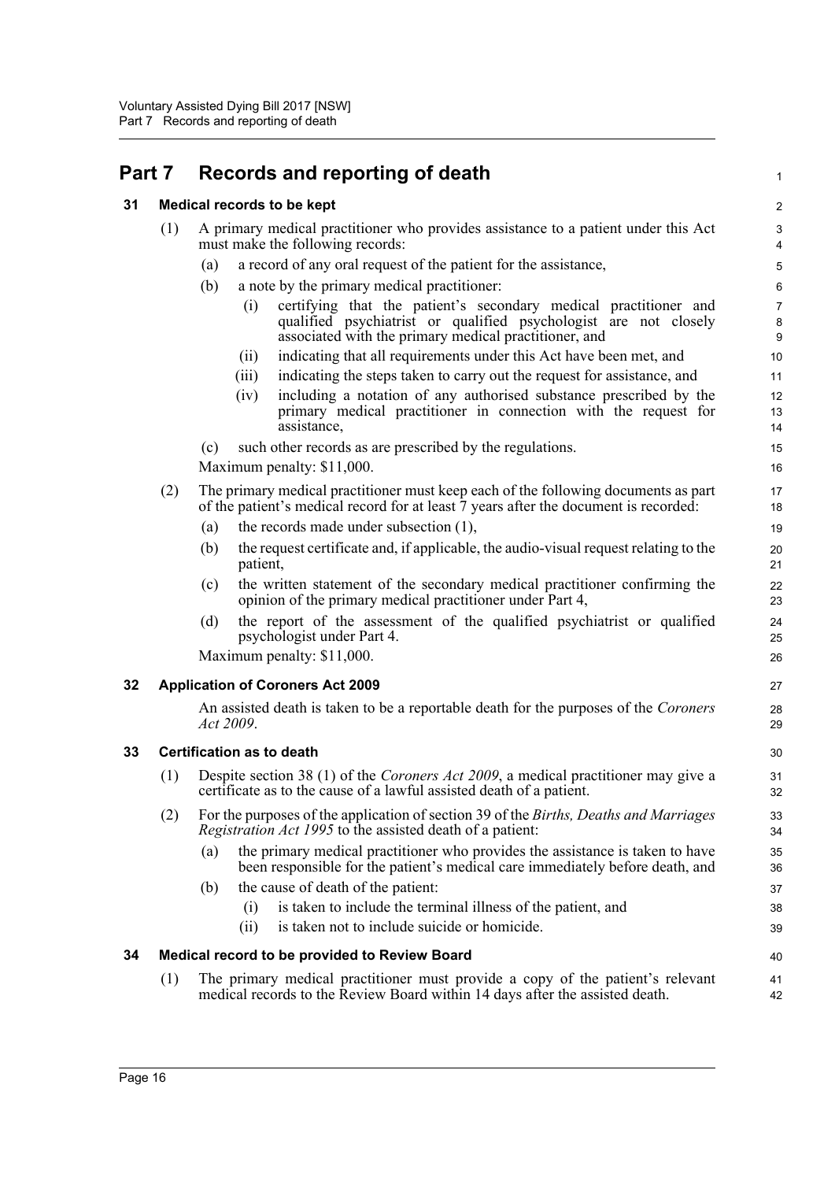# Part 7 Records and reporting of death

## 31 Medical records to be kept

(1) A primary medical practitioner who provides assistance to a patient under this Act must make the following records:

(a) a record of any oral request of the patient for the assistance,

(b) a note by the primary medical practitioner:

(i) certifying that the patient's secondary medical practitioner and qualified psychiatrist or qualified psychologist are not closely associated with the primary medical practitioner, and

(ii) indicating that all requirements under this Act have been met, and

(iii) indicating the steps taken to carry out the request for assistance, and

(iv) including a notation of any authorised substance prescribed by the primary medical practitioner in connection with the request for assistance,

(c) such other records as are prescribed by the regulations.

Maximum penalty: $11,000.

(2) The primary medical practitioner must keep each of the following documents as part of the patient's medical record for at least 7 years after the document is recorded:

(a) the records made under subsection (1),

(b) the request certificate and, if applicable, the audio-visual request relating to the patient,

(c) the written statement of the secondary medical practitioner confirming the opinion of the primary medical practitioner under Part 4,

(d) the report of the assessment of the qualified psychiatrist or qualified psychologist under Part 4.

Maximum penalty: $11,000.

## 32 Application of Coroners Act 2009

An assisted death is taken to be a reportable death for the purposes of the *Coroners Act 2009*.

## 33 Certification as to death

(1) Despite section 38 (1) of the *Coroners Act 2009*, a medical practitioner may give a certificate as to the cause of a lawful assisted death of a patient.

(2) For the purposes of the application of section 39 of the *Births, Deaths and Marriages Registration Act 1995* to the assisted death of a patient:

(a) the primary medical practitioner who provides the assistance is taken to have been responsible for the patient's medical care immediately before death, and

(b) the cause of death of the patient:

(i) is taken to include the terminal illness of the patient, and

(ii) is taken not to include suicide or homicide.

## 34 Medical record to be provided to Review Board

(1) The primary medical practitioner must provide a copy of the patient's relevant medical records to the Review Board within 14 days after the assisted death.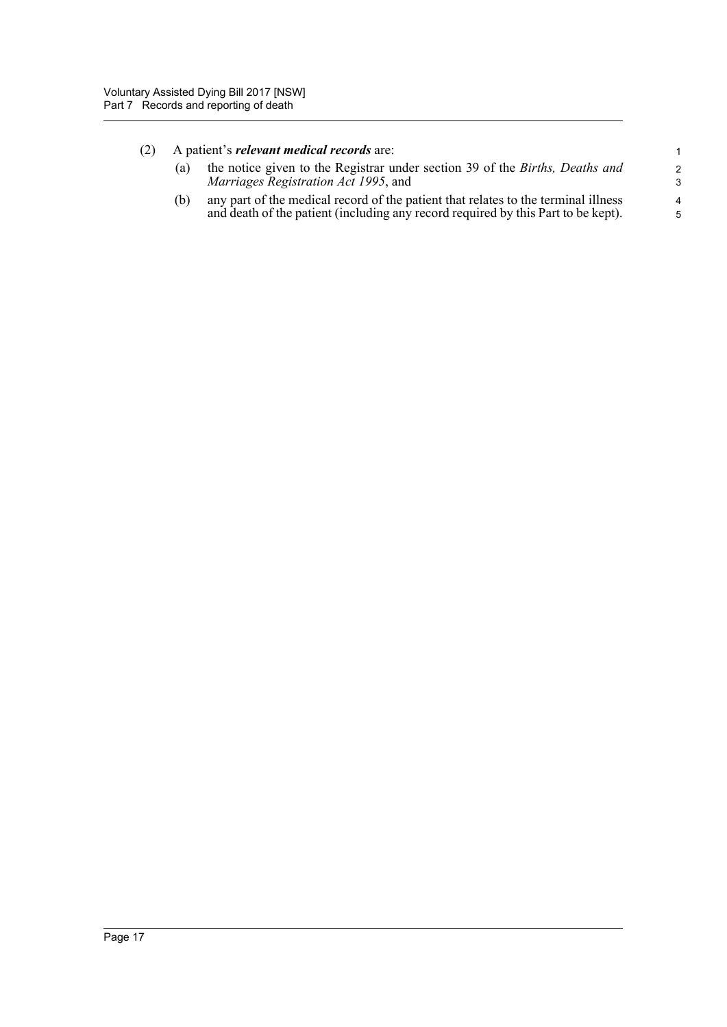(2) A patient's ***relevant medical records*** are:

(a) the notice given to the Registrar under section 39 of the *Births, Deaths and Marriages Registration Act 1995*, and

(b) any part of the medical record of the patient that relates to the terminal illness and death of the patient (including any record required by this Part to be kept).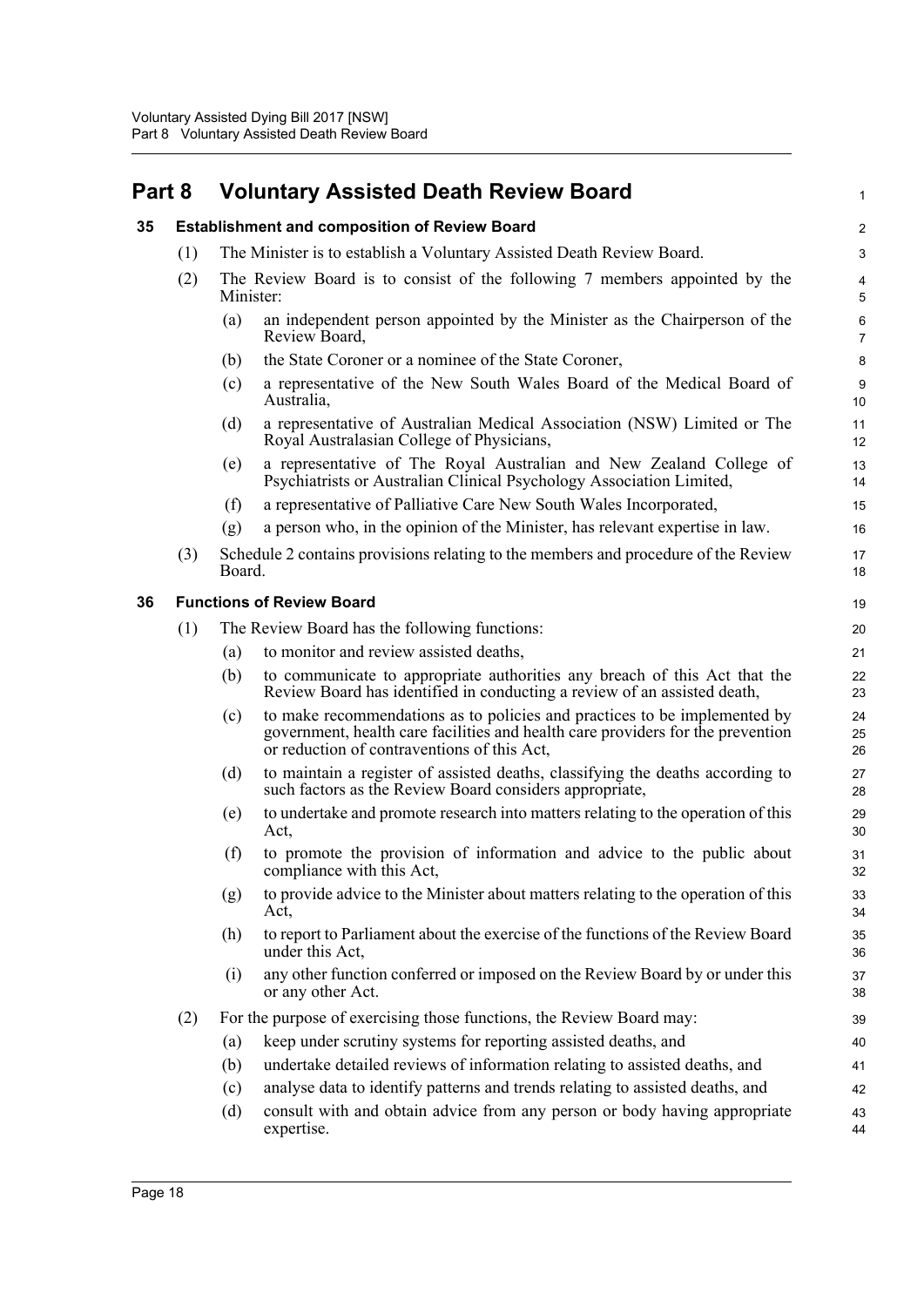# Part 8 Voluntary Assisted Death Review Board

## 35 Establishment and composition of Review Board

(1) The Minister is to establish a Voluntary Assisted Death Review Board.

(2) The Review Board is to consist of the following 7 members appointed by the Minister:

- (a) an independent person appointed by the Minister as the Chairperson of the Review Board,
- (b) the State Coroner or a nominee of the State Coroner,
- (c) a representative of the New South Wales Board of the Medical Board of Australia,
- (d) a representative of Australian Medical Association (NSW) Limited or The Royal Australasian College of Physicians,
- (e) a representative of The Royal Australian and New Zealand College of Psychiatrists or Australian Clinical Psychology Association Limited,
- (f) a representative of Palliative Care New South Wales Incorporated,
- (g) a person who, in the opinion of the Minister, has relevant expertise in law.

(3) Schedule 2 contains provisions relating to the members and procedure of the Review Board.

## 36 Functions of Review Board

(1) The Review Board has the following functions:

- (a) to monitor and review assisted deaths,
- (b) to communicate to appropriate authorities any breach of this Act that the Review Board has identified in conducting a review of an assisted death,
- (c) to make recommendations as to policies and practices to be implemented by government, health care facilities and health care providers for the prevention or reduction of contraventions of this Act,
- (d) to maintain a register of assisted deaths, classifying the deaths according to such factors as the Review Board considers appropriate,
- (e) to undertake and promote research into matters relating to the operation of this Act,
- (f) to promote the provision of information and advice to the public about compliance with this Act,
- (g) to provide advice to the Minister about matters relating to the operation of this Act,
- (h) to report to Parliament about the exercise of the functions of the Review Board under this Act,
- (i) any other function conferred or imposed on the Review Board by or under this or any other Act.

(2) For the purpose of exercising those functions, the Review Board may:

- (a) keep under scrutiny systems for reporting assisted deaths, and
- (b) undertake detailed reviews of information relating to assisted deaths, and
- (c) analyse data to identify patterns and trends relating to assisted deaths, and
- (d) consult with and obtain advice from any person or body having appropriate expertise.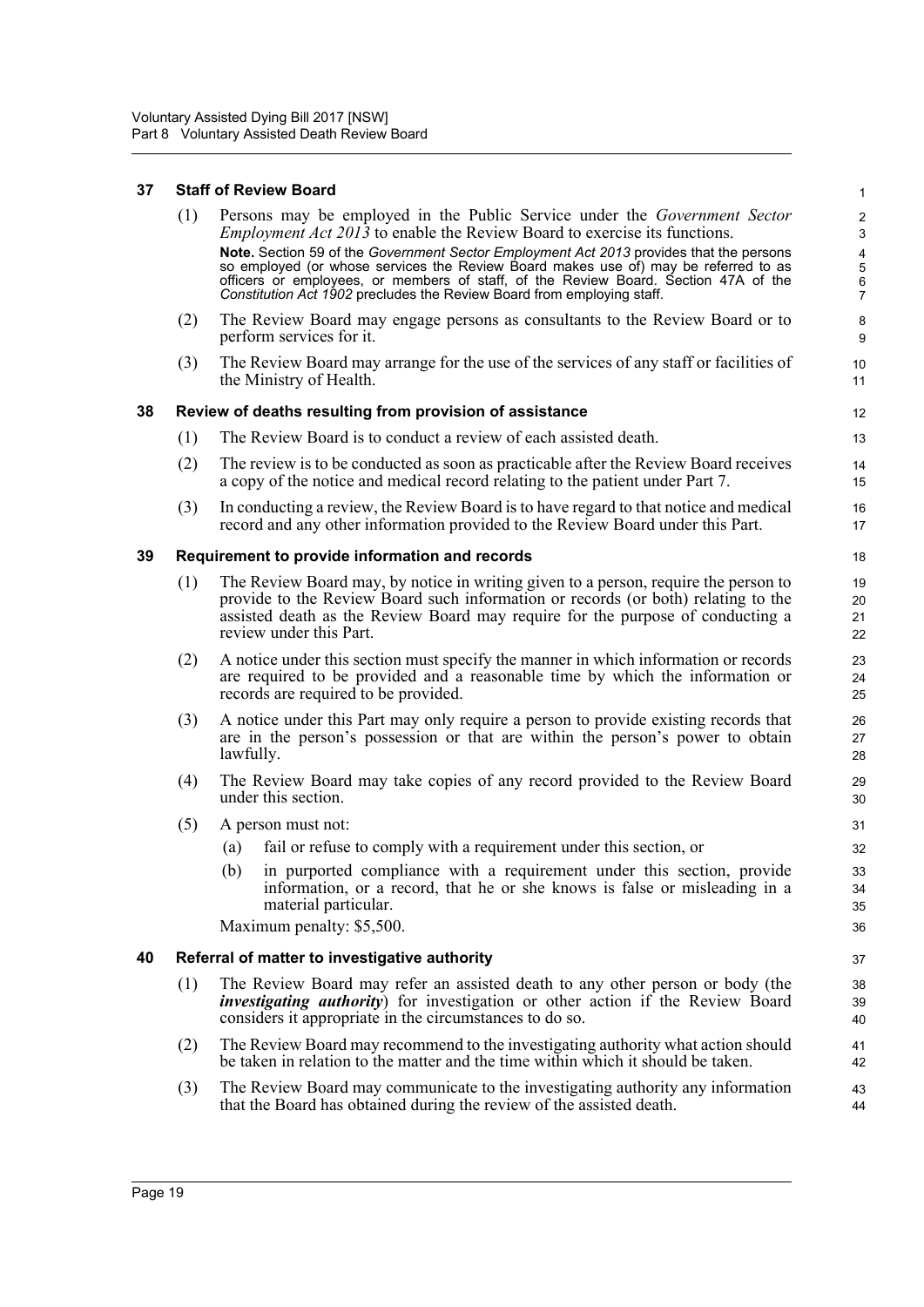### 37 Staff of Review Board

(1) Persons may be employed in the Public Service under the *Government Sector Employment Act 2013* to enable the Review Board to exercise its functions.

**Note.** Section 59 of the *Government Sector Employment Act 2013* provides that the persons so employed (or whose services the Review Board makes use of) may be referred to as officers or employees, or members of staff, of the Review Board. Section 47A of the *Constitution Act 1902* precludes the Review Board from employing staff.

(2) The Review Board may engage persons as consultants to the Review Board or to perform services for it.

(3) The Review Board may arrange for the use of the services of any staff or facilities of the Ministry of Health.

### 38 Review of deaths resulting from provision of assistance

(1) The Review Board is to conduct a review of each assisted death.

(2) The review is to be conducted as soon as practicable after the Review Board receives a copy of the notice and medical record relating to the patient under Part 7.

(3) In conducting a review, the Review Board is to have regard to that notice and medical record and any other information provided to the Review Board under this Part.

### 39 Requirement to provide information and records

(1) The Review Board may, by notice in writing given to a person, require the person to provide to the Review Board such information or records (or both) relating to the assisted death as the Review Board may require for the purpose of conducting a review under this Part.

(2) A notice under this section must specify the manner in which information or records are required to be provided and a reasonable time by which the information or records are required to be provided.

(3) A notice under this Part may only require a person to provide existing records that are in the person's possession or that are within the person's power to obtain lawfully.

(4) The Review Board may take copies of any record provided to the Review Board under this section.

(5) A person must not:

(a) fail or refuse to comply with a requirement under this section, or

(b) in purported compliance with a requirement under this section, provide information, or a record, that he or she knows is false or misleading in a material particular.

Maximum penalty: $5,500.

### 40 Referral of matter to investigative authority

(1) The Review Board may refer an assisted death to any other person or body (the ***investigating authority***) for investigation or other action if the Review Board considers it appropriate in the circumstances to do so.

(2) The Review Board may recommend to the investigating authority what action should be taken in relation to the matter and the time within which it should be taken.

(3) The Review Board may communicate to the investigating authority any information that the Board has obtained during the review of the assisted death.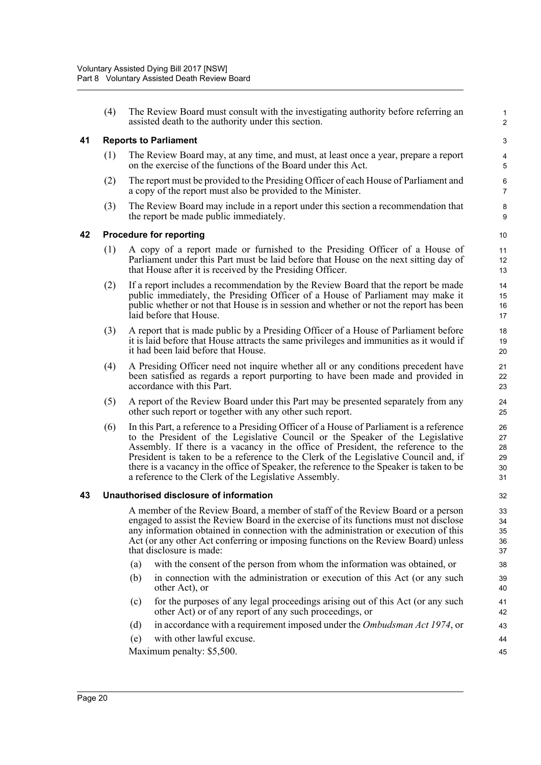(4) The Review Board must consult with the investigating authority before referring an assisted death to the authority under this section.

## 41 Reports to Parliament

(1) The Review Board may, at any time, and must, at least once a year, prepare a report on the exercise of the functions of the Board under this Act.

(2) The report must be provided to the Presiding Officer of each House of Parliament and a copy of the report must also be provided to the Minister.

(3) The Review Board may include in a report under this section a recommendation that the report be made public immediately.

## 42 Procedure for reporting

(1) A copy of a report made or furnished to the Presiding Officer of a House of Parliament under this Part must be laid before that House on the next sitting day of that House after it is received by the Presiding Officer.

(2) If a report includes a recommendation by the Review Board that the report be made public immediately, the Presiding Officer of a House of Parliament may make it public whether or not that House is in session and whether or not the report has been laid before that House.

(3) A report that is made public by a Presiding Officer of a House of Parliament before it is laid before that House attracts the same privileges and immunities as it would if it had been laid before that House.

(4) A Presiding Officer need not inquire whether all or any conditions precedent have been satisfied as regards a report purporting to have been made and provided in accordance with this Part.

(5) A report of the Review Board under this Part may be presented separately from any other such report or together with any other such report.

(6) In this Part, a reference to a Presiding Officer of a House of Parliament is a reference to the President of the Legislative Council or the Speaker of the Legislative Assembly. If there is a vacancy in the office of President, the reference to the President is taken to be a reference to the Clerk of the Legislative Council and, if there is a vacancy in the office of Speaker, the reference to the Speaker is taken to be a reference to the Clerk of the Legislative Assembly.

## 43 Unauthorised disclosure of information

A member of the Review Board, a member of staff of the Review Board or a person engaged to assist the Review Board in the exercise of its functions must not disclose any information obtained in connection with the administration or execution of this Act (or any other Act conferring or imposing functions on the Review Board) unless that disclosure is made:

(a) with the consent of the person from whom the information was obtained, or

(b) in connection with the administration or execution of this Act (or any such other Act), or

(c) for the purposes of any legal proceedings arising out of this Act (or any such other Act) or of any report of any such proceedings, or

(d) in accordance with a requirement imposed under the *Ombudsman Act 1974*, or

(e) with other lawful excuse.

Maximum penalty: $5,500.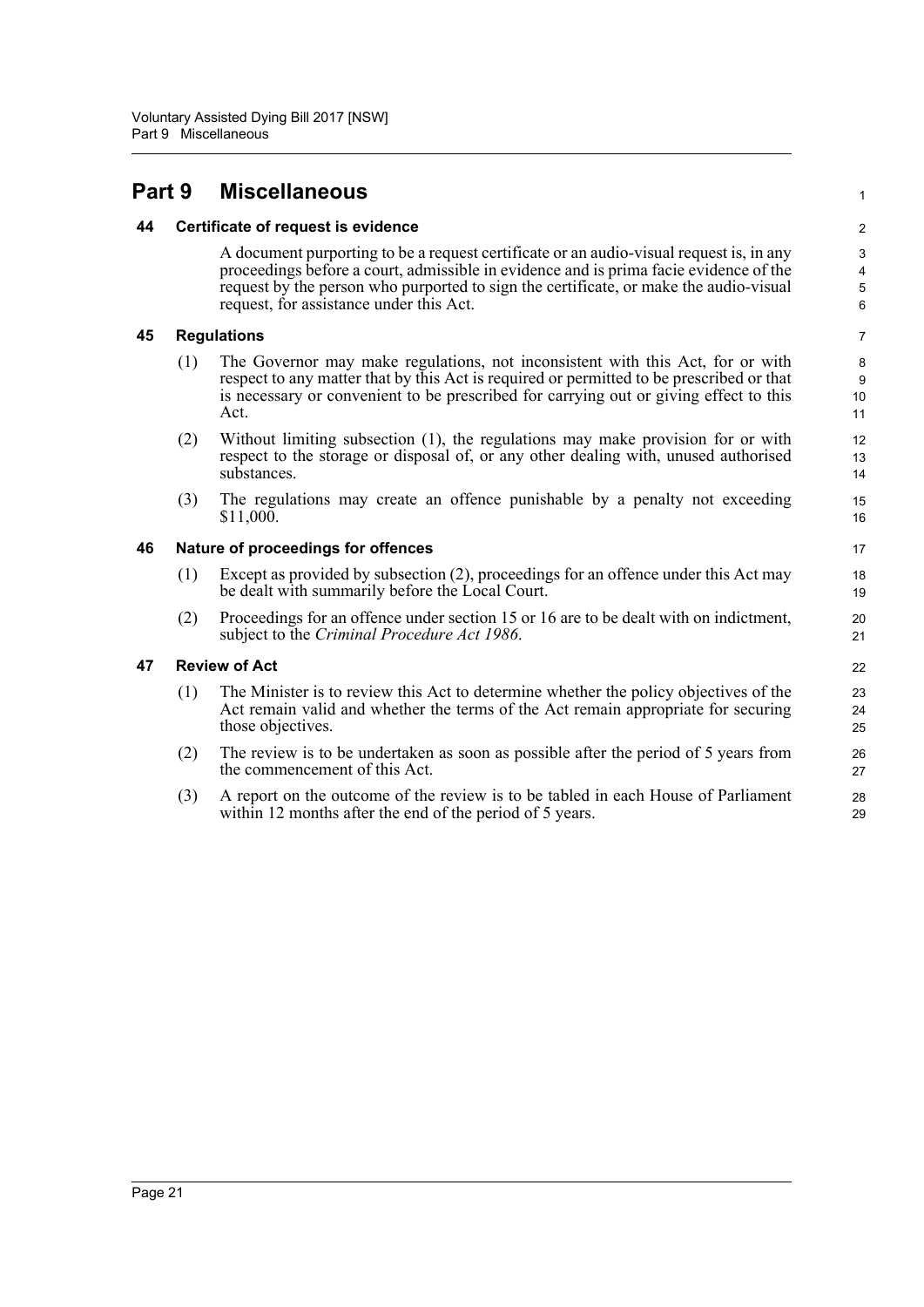# Part 9 Miscellaneous

### 44 Certificate of request is evidence

A document purporting to be a request certificate or an audio-visual request is, in any proceedings before a court, admissible in evidence and is prima facie evidence of the request by the person who purported to sign the certificate, or make the audio-visual request, for assistance under this Act.

### 45 Regulations

(1) The Governor may make regulations, not inconsistent with this Act, for or with respect to any matter that by this Act is required or permitted to be prescribed or that is necessary or convenient to be prescribed for carrying out or giving effect to this Act.

(2) Without limiting subsection (1), the regulations may make provision for or with respect to the storage or disposal of, or any other dealing with, unused authorised substances.

(3) The regulations may create an offence punishable by a penalty not exceeding $11,000.

### 46 Nature of proceedings for offences

(1) Except as provided by subsection (2), proceedings for an offence under this Act may be dealt with summarily before the Local Court.

(2) Proceedings for an offence under section 15 or 16 are to be dealt with on indictment, subject to the *Criminal Procedure Act 1986*.

### 47 Review of Act

(1) The Minister is to review this Act to determine whether the policy objectives of the Act remain valid and whether the terms of the Act remain appropriate for securing those objectives.

(2) The review is to be undertaken as soon as possible after the period of 5 years from the commencement of this Act.

(3) A report on the outcome of the review is to be tabled in each House of Parliament within 12 months after the end of the period of 5 years.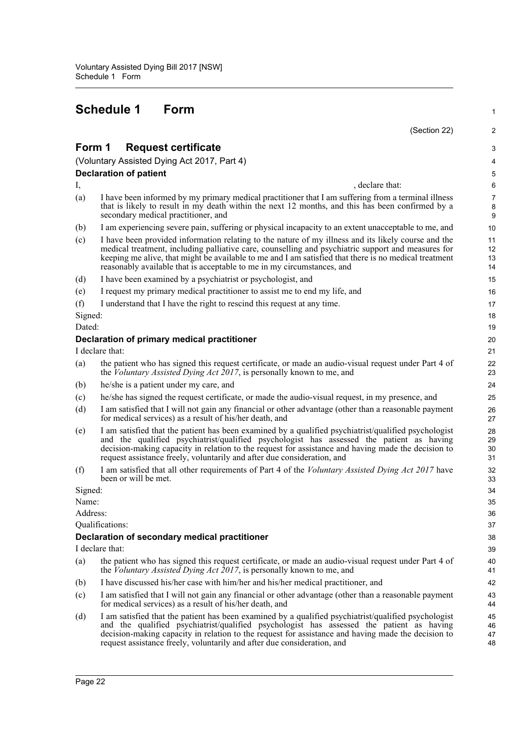# Schedule 1 Form

(Section 22)

## Form 1 Request certificate

(Voluntary Assisted Dying Act 2017, Part 4)

### Declaration of patient

I, , declare that:

(a) I have been informed by my primary medical practitioner that I am suffering from a terminal illness that is likely to result in my death within the next 12 months, and this has been confirmed by a secondary medical practitioner, and

(b) I am experiencing severe pain, suffering or physical incapacity to an extent unacceptable to me, and

(c) I have been provided information relating to the nature of my illness and its likely course and the medical treatment, including palliative care, counselling and psychiatric support and measures for keeping me alive, that might be available to me and I am satisfied that there is no medical treatment reasonably available that is acceptable to me in my circumstances, and

(d) I have been examined by a psychiatrist or psychologist, and

(e) I request my primary medical practitioner to assist me to end my life, and

(f) I understand that I have the right to rescind this request at any time.

Signed:

Dated:

### Declaration of primary medical practitioner

I declare that:

(a) the patient who has signed this request certificate, or made an audio-visual request under Part 4 of the *Voluntary Assisted Dying Act 2017*, is personally known to me, and

(b) he/she is a patient under my care, and

(c) he/she has signed the request certificate, or made the audio-visual request, in my presence, and

(d) I am satisfied that I will not gain any financial or other advantage (other than a reasonable payment for medical services) as a result of his/her death, and

(e) I am satisfied that the patient has been examined by a qualified psychiatrist/qualified psychologist and the qualified psychiatrist/qualified psychologist has assessed the patient as having decision-making capacity in relation to the request for assistance and having made the decision to request assistance freely, voluntarily and after due consideration, and

(f) I am satisfied that all other requirements of Part 4 of the *Voluntary Assisted Dying Act 2017* have been or will be met.

Signed:

Name:

Address:

Qualifications:

### Declaration of secondary medical practitioner

I declare that:

(a) the patient who has signed this request certificate, or made an audio-visual request under Part 4 of the *Voluntary Assisted Dying Act 2017*, is personally known to me, and

(b) I have discussed his/her case with him/her and his/her medical practitioner, and

(c) I am satisfied that I will not gain any financial or other advantage (other than a reasonable payment for medical services) as a result of his/her death, and

(d) I am satisfied that the patient has been examined by a qualified psychiatrist/qualified psychologist and the qualified psychiatrist/qualified psychologist has assessed the patient as having decision-making capacity in relation to the request for assistance and having made the decision to request assistance freely, voluntarily and after due consideration, and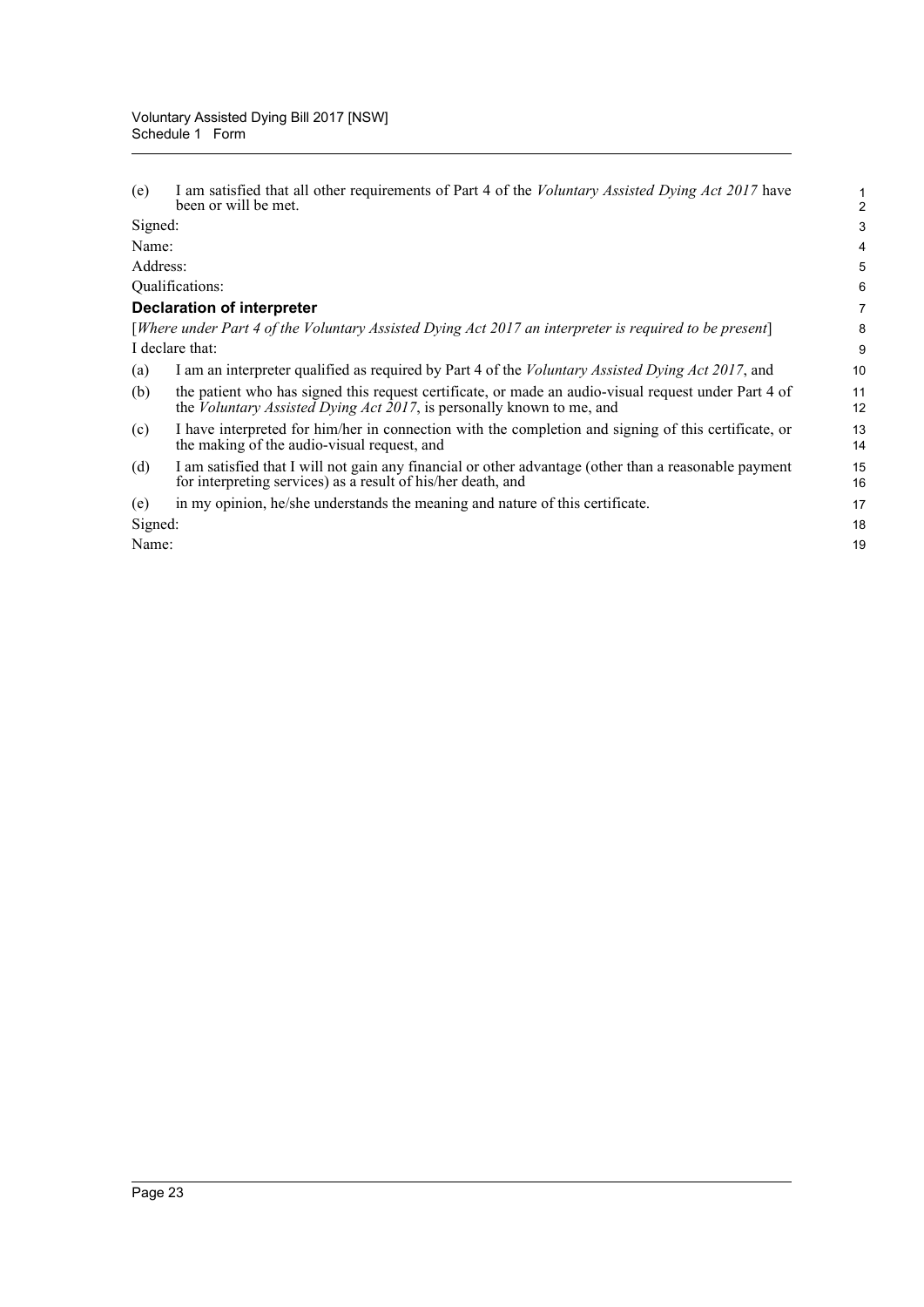(e) I am satisfied that all other requirements of Part 4 of the *Voluntary Assisted Dying Act 2017* have been or will be met.

Signed:

Name:

Address:

Qualifications:

**Declaration of interpreter**

[*Where under Part 4 of the Voluntary Assisted Dying Act 2017 an interpreter is required to be present*]

I declare that:

(a) I am an interpreter qualified as required by Part 4 of the *Voluntary Assisted Dying Act 2017*, and

(b) the patient who has signed this request certificate, or made an audio-visual request under Part 4 of the *Voluntary Assisted Dying Act 2017*, is personally known to me, and

(c) I have interpreted for him/her in connection with the completion and signing of this certificate, or the making of the audio-visual request, and

(d) I am satisfied that I will not gain any financial or other advantage (other than a reasonable payment for interpreting services) as a result of his/her death, and

(e) in my opinion, he/she understands the meaning and nature of this certificate.

Signed:

Name: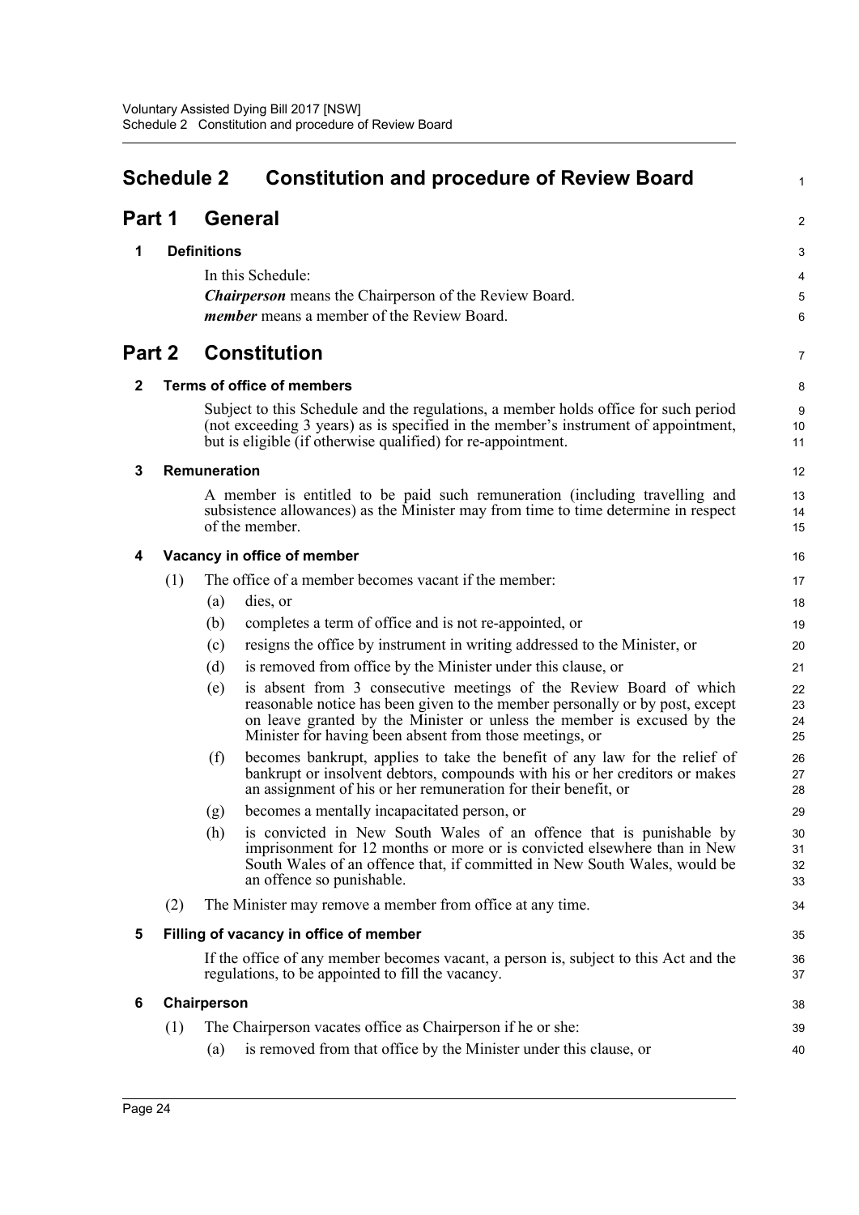# Schedule 2 Constitution and procedure of Review Board

## Part 1 General

### 1 Definitions

In this Schedule:

***Chairperson*** means the Chairperson of the Review Board.

***member*** means a member of the Review Board.

## Part 2 Constitution

### 2 Terms of office of members

Subject to this Schedule and the regulations, a member holds office for such period (not exceeding 3 years) as is specified in the member's instrument of appointment, but is eligible (if otherwise qualified) for re-appointment.

### 3 Remuneration

A member is entitled to be paid such remuneration (including travelling and subsistence allowances) as the Minister may from time to time determine in respect of the member.

### 4 Vacancy in office of member

(1) The office of a member becomes vacant if the member:

- (a) dies, or
- (b) completes a term of office and is not re-appointed, or
- (c) resigns the office by instrument in writing addressed to the Minister, or
- (d) is removed from office by the Minister under this clause, or
- (e) is absent from 3 consecutive meetings of the Review Board of which reasonable notice has been given to the member personally or by post, except on leave granted by the Minister or unless the member is excused by the Minister for having been absent from those meetings, or
- (f) becomes bankrupt, applies to take the benefit of any law for the relief of bankrupt or insolvent debtors, compounds with his or her creditors or makes an assignment of his or her remuneration for their benefit, or
- (g) becomes a mentally incapacitated person, or
- (h) is convicted in New South Wales of an offence that is punishable by imprisonment for 12 months or more or is convicted elsewhere than in New South Wales of an offence that, if committed in New South Wales, would be an offence so punishable.

(2) The Minister may remove a member from office at any time.

### 5 Filling of vacancy in office of member

If the office of any member becomes vacant, a person is, subject to this Act and the regulations, to be appointed to fill the vacancy.

### 6 Chairperson

(1) The Chairperson vacates office as Chairperson if he or she:

- (a) is removed from that office by the Minister under this clause, or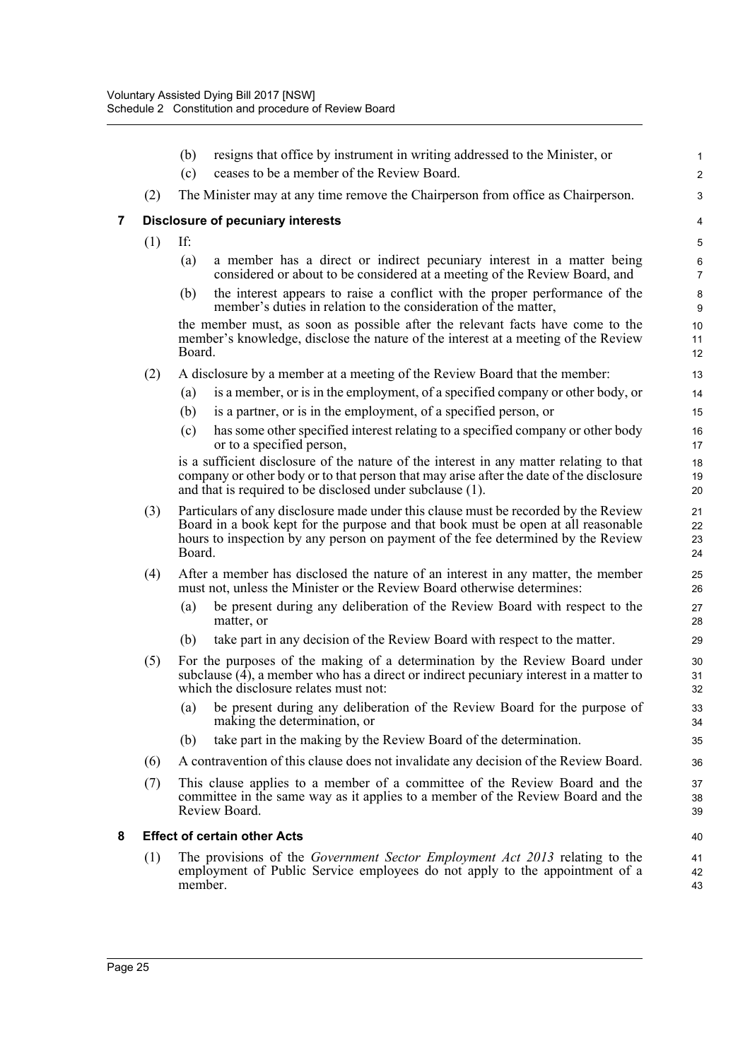(b) resigns that office by instrument in writing addressed to the Minister, or

(c) ceases to be a member of the Review Board.

(2) The Minister may at any time remove the Chairperson from office as Chairperson.

## 7 Disclosure of pecuniary interests

(1) If:

(a) a member has a direct or indirect pecuniary interest in a matter being considered or about to be considered at a meeting of the Review Board, and

(b) the interest appears to raise a conflict with the proper performance of the member's duties in relation to the consideration of the matter,

the member must, as soon as possible after the relevant facts have come to the member's knowledge, disclose the nature of the interest at a meeting of the Review Board.

(2) A disclosure by a member at a meeting of the Review Board that the member:

(a) is a member, or is in the employment, of a specified company or other body, or

(b) is a partner, or is in the employment, of a specified person, or

(c) has some other specified interest relating to a specified company or other body or to a specified person,

is a sufficient disclosure of the nature of the interest in any matter relating to that company or other body or to that person that may arise after the date of the disclosure and that is required to be disclosed under subclause (1).

(3) Particulars of any disclosure made under this clause must be recorded by the Review Board in a book kept for the purpose and that book must be open at all reasonable hours to inspection by any person on payment of the fee determined by the Review Board.

(4) After a member has disclosed the nature of an interest in any matter, the member must not, unless the Minister or the Review Board otherwise determines:

(a) be present during any deliberation of the Review Board with respect to the matter, or

(b) take part in any decision of the Review Board with respect to the matter.

(5) For the purposes of the making of a determination by the Review Board under subclause (4), a member who has a direct or indirect pecuniary interest in a matter to which the disclosure relates must not:

(a) be present during any deliberation of the Review Board for the purpose of making the determination, or

(b) take part in the making by the Review Board of the determination.

(6) A contravention of this clause does not invalidate any decision of the Review Board.

(7) This clause applies to a member of a committee of the Review Board and the committee in the same way as it applies to a member of the Review Board and the Review Board.

## 8 Effect of certain other Acts

(1) The provisions of the *Government Sector Employment Act 2013* relating to the employment of Public Service employees do not apply to the appointment of a member.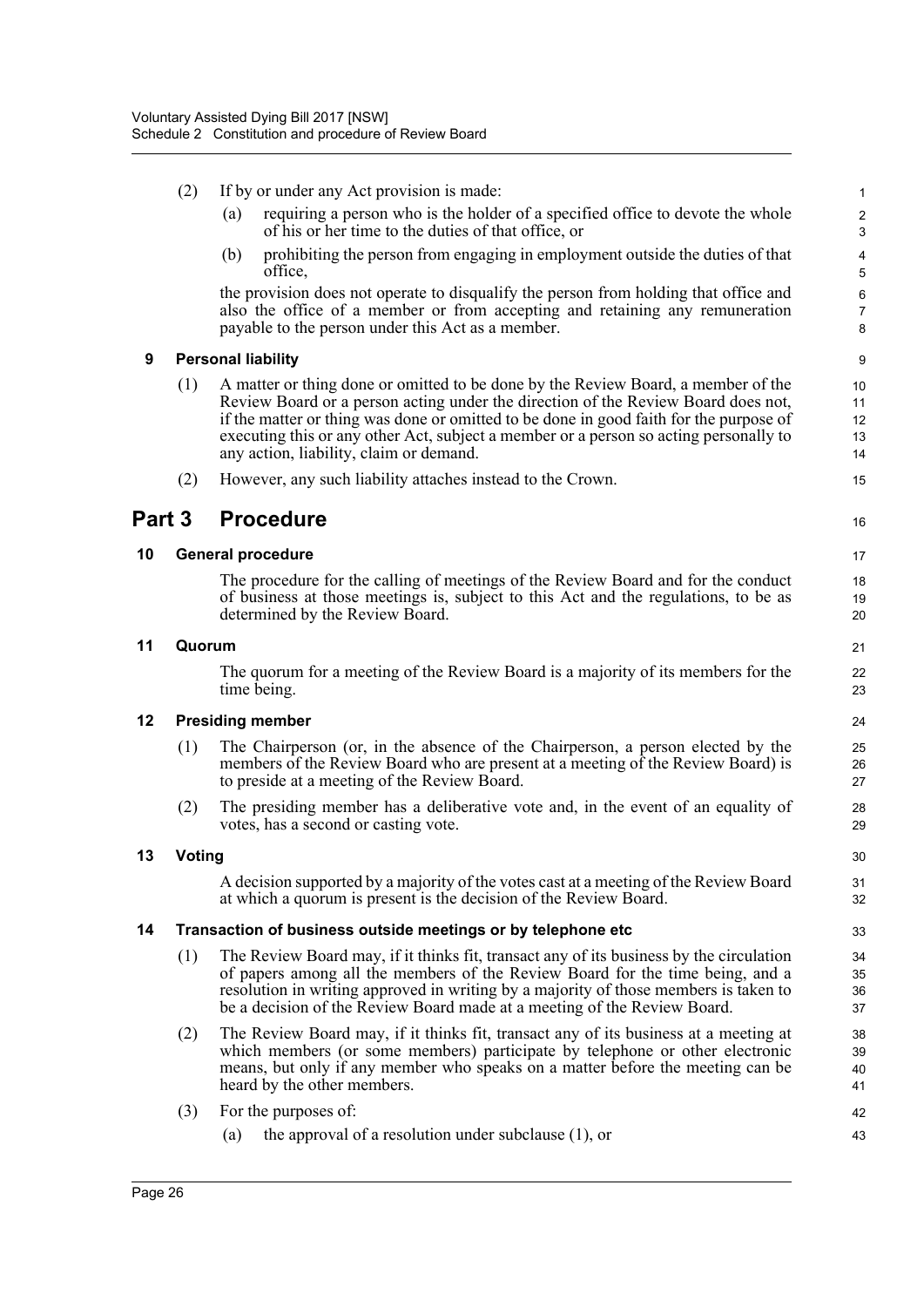(2) If by or under any Act provision is made:

(a) requiring a person who is the holder of a specified office to devote the whole of his or her time to the duties of that office, or

(b) prohibiting the person from engaging in employment outside the duties of that office,

the provision does not operate to disqualify the person from holding that office and also the office of a member or from accepting and retaining any remuneration payable to the person under this Act as a member.

### 9 Personal liability

(1) A matter or thing done or omitted to be done by the Review Board, a member of the Review Board or a person acting under the direction of the Review Board does not, if the matter or thing was done or omitted to be done in good faith for the purpose of executing this or any other Act, subject a member or a person so acting personally to any action, liability, claim or demand.

(2) However, any such liability attaches instead to the Crown.

## Part 3 Procedure

### 10 General procedure

The procedure for the calling of meetings of the Review Board and for the conduct of business at those meetings is, subject to this Act and the regulations, to be as determined by the Review Board.

### 11 Quorum

The quorum for a meeting of the Review Board is a majority of its members for the time being.

### 12 Presiding member

(1) The Chairperson (or, in the absence of the Chairperson, a person elected by the members of the Review Board who are present at a meeting of the Review Board) is to preside at a meeting of the Review Board.

(2) The presiding member has a deliberative vote and, in the event of an equality of votes, has a second or casting vote.

### 13 Voting

A decision supported by a majority of the votes cast at a meeting of the Review Board at which a quorum is present is the decision of the Review Board.

### 14 Transaction of business outside meetings or by telephone etc

(1) The Review Board may, if it thinks fit, transact any of its business by the circulation of papers among all the members of the Review Board for the time being, and a resolution in writing approved in writing by a majority of those members is taken to be a decision of the Review Board made at a meeting of the Review Board.

(2) The Review Board may, if it thinks fit, transact any of its business at a meeting at which members (or some members) participate by telephone or other electronic means, but only if any member who speaks on a matter before the meeting can be heard by the other members.

(3) For the purposes of:

(a) the approval of a resolution under subclause (1), or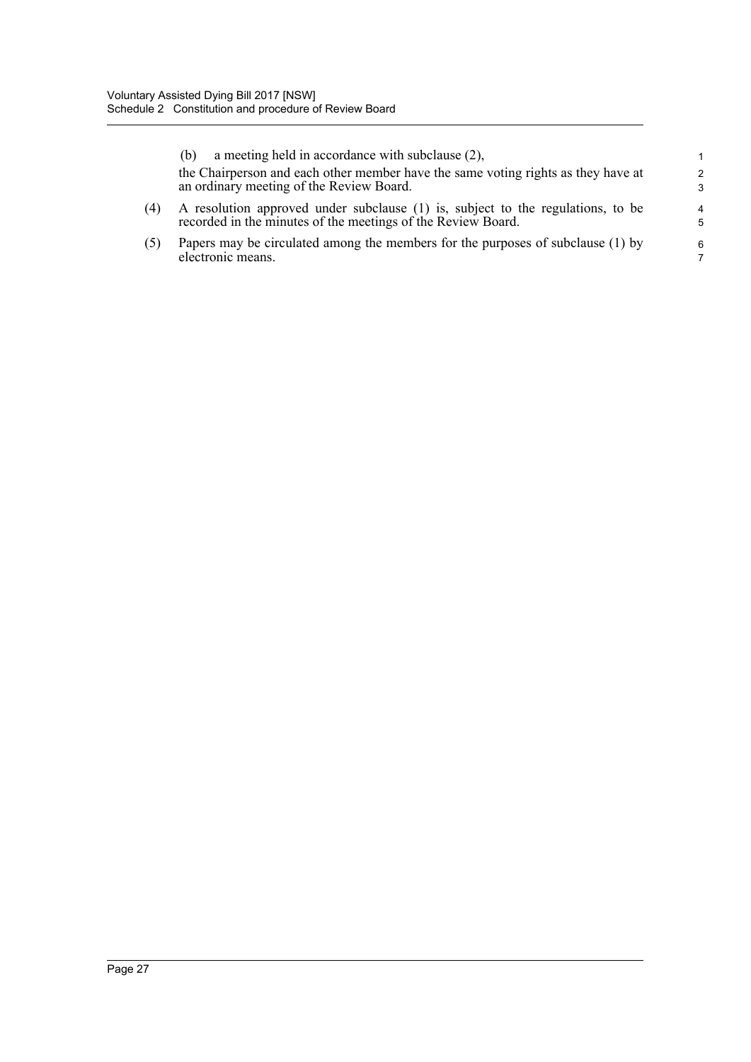(b) a meeting held in accordance with subclause (2),

the Chairperson and each other member have the same voting rights as they have at an ordinary meeting of the Review Board.

(4) A resolution approved under subclause (1) is, subject to the regulations, to be recorded in the minutes of the meetings of the Review Board.

(5) Papers may be circulated among the members for the purposes of subclause (1) by electronic means.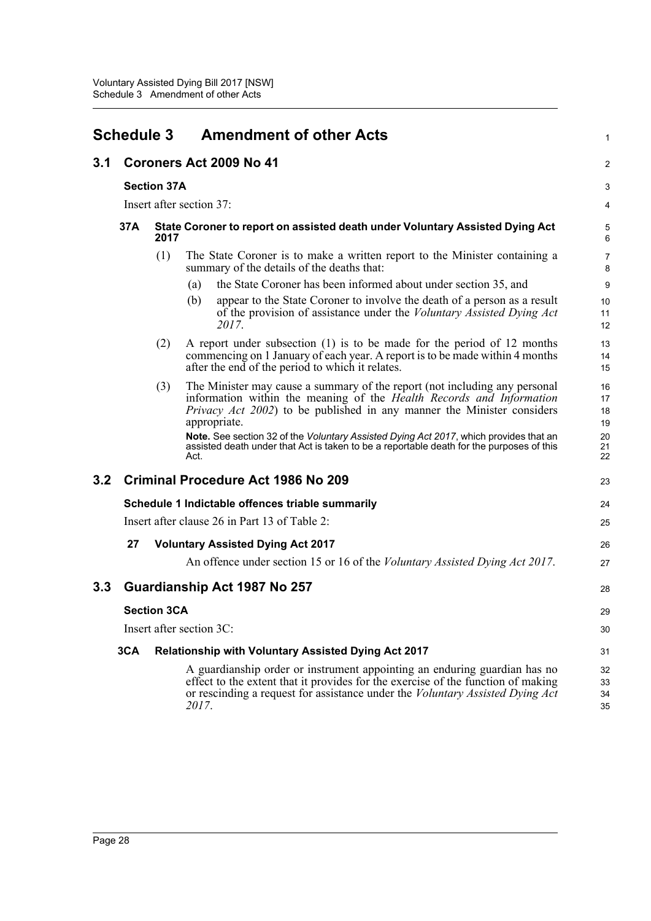# Schedule 3 Amendment of other Acts

## 3.1 Coroners Act 2009 No 41

### Section 37A

Insert after section 37:

#### 37A State Coroner to report on assisted death under Voluntary Assisted Dying Act 2017

(1) The State Coroner is to make a written report to the Minister containing a summary of the details of the deaths that:

- (a) the State Coroner has been informed about under section 35, and
- (b) appear to the State Coroner to involve the death of a person as a result of the provision of assistance under the *Voluntary Assisted Dying Act 2017*.

(2) A report under subsection (1) is to be made for the period of 12 months commencing on 1 January of each year. A report is to be made within 4 months after the end of the period to which it relates.

(3) The Minister may cause a summary of the report (not including any personal information within the meaning of the *Health Records and Information Privacy Act 2002*) to be published in any manner the Minister considers appropriate.

**Note.** See section 32 of the *Voluntary Assisted Dying Act 2017*, which provides that an assisted death under that Act is taken to be a reportable death for the purposes of this Act.

## 3.2 Criminal Procedure Act 1986 No 209

### Schedule 1 Indictable offences triable summarily

Insert after clause 26 in Part 13 of Table 2:

#### 27 Voluntary Assisted Dying Act 2017

An offence under section 15 or 16 of the *Voluntary Assisted Dying Act 2017*.

## 3.3 Guardianship Act 1987 No 257

### Section 3CA

Insert after section 3C:

#### 3CA Relationship with Voluntary Assisted Dying Act 2017

A guardianship order or instrument appointing an enduring guardian has no effect to the extent that it provides for the exercise of the function of making or rescinding a request for assistance under the *Voluntary Assisted Dying Act 2017*.